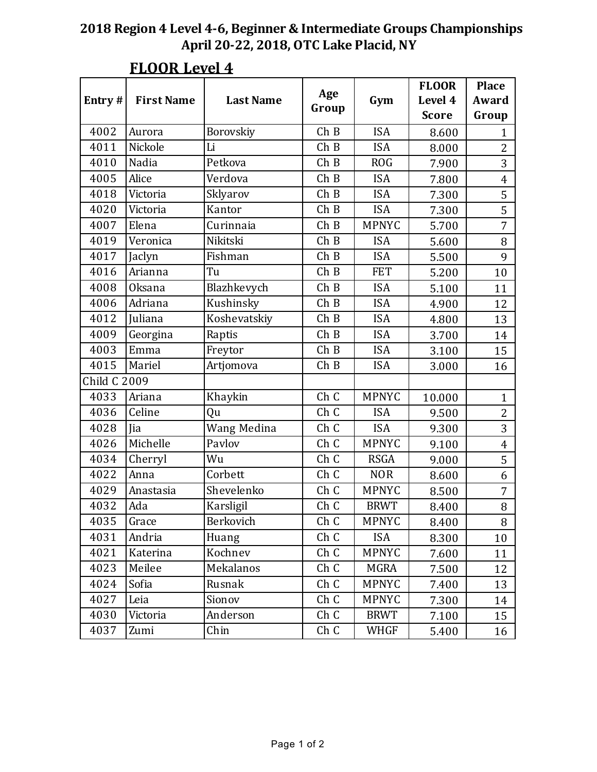# 2018 Region 4 Level 4-6, Beginner & Intermediate Groups Championships
## April 20-22, 2018, OTC Lake Placid, NY

## FLOOR Level 4

| Entry # | First Name | Last Name | Age Group | Gym | FLOOR Level 4 Score | Place Award Group |
|---|---|---|---|---|---|---|
| 4002 | Aurora | Borovskiy | Ch B | ISA | 8.600 | 1 |
| 4011 | Nickole | Li | Ch B | ISA | 8.000 | 2 |
| 4010 | Nadia | Petkova | Ch B | ROG | 7.900 | 3 |
| 4005 | Alice | Verdova | Ch B | ISA | 7.800 | 4 |
| 4018 | Victoria | Sklyarov | Ch B | ISA | 7.300 | 5 |
| 4020 | Victoria | Kantor | Ch B | ISA | 7.300 | 5 |
| 4007 | Elena | Curinnaia | Ch B | MPNYC | 5.700 | 7 |
| 4019 | Veronica | Nikitski | Ch B | ISA | 5.600 | 8 |
| 4017 | Jaclyn | Fishman | Ch B | ISA | 5.500 | 9 |
| 4016 | Arianna | Tu | Ch B | FET | 5.200 | 10 |
| 4008 | Oksana | Blazhkevych | Ch B | ISA | 5.100 | 11 |
| 4006 | Adriana | Kushinsky | Ch B | ISA | 4.900 | 12 |
| 4012 | Juliana | Koshevatskiy | Ch B | ISA | 4.800 | 13 |
| 4009 | Georgina | Raptis | Ch B | ISA | 3.700 | 14 |
| 4003 | Emma | Freytor | Ch B | ISA | 3.100 | 15 |
| 4015 | Mariel | Artjomova | Ch B | ISA | 3.000 | 16 |
| Child C 2009 | | | | | | |
| 4033 | Ariana | Khaykin | Ch C | MPNYC | 10.000 | 1 |
| 4036 | Celine | Qu | Ch C | ISA | 9.500 | 2 |
| 4028 | Jia | Wang Medina | Ch C | ISA | 9.300 | 3 |
| 4026 | Michelle | Pavlov | Ch C | MPNYC | 9.100 | 4 |
| 4034 | Cherryl | Wu | Ch C | RSGA | 9.000 | 5 |
| 4022 | Anna | Corbett | Ch C | NOR | 8.600 | 6 |
| 4029 | Anastasia | Shevelenko | Ch C | MPNYC | 8.500 | 7 |
| 4032 | Ada | Karsligil | Ch C | BRWT | 8.400 | 8 |
| 4035 | Grace | Berkovich | Ch C | MPNYC | 8.400 | 8 |
| 4031 | Andria | Huang | Ch C | ISA | 8.300 | 10 |
| 4021 | Katerina | Kochnev | Ch C | MPNYC | 7.600 | 11 |
| 4023 | Meilee | Mekalanos | Ch C | MGRA | 7.500 | 12 |
| 4024 | Sofia | Rusnak | Ch C | MPNYC | 7.400 | 13 |
| 4027 | Leia | Sionov | Ch C | MPNYC | 7.300 | 14 |
| 4030 | Victoria | Anderson | Ch C | BRWT | 7.100 | 15 |
| 4037 | Zumi | Chin | Ch C | WHGF | 5.400 | 16 |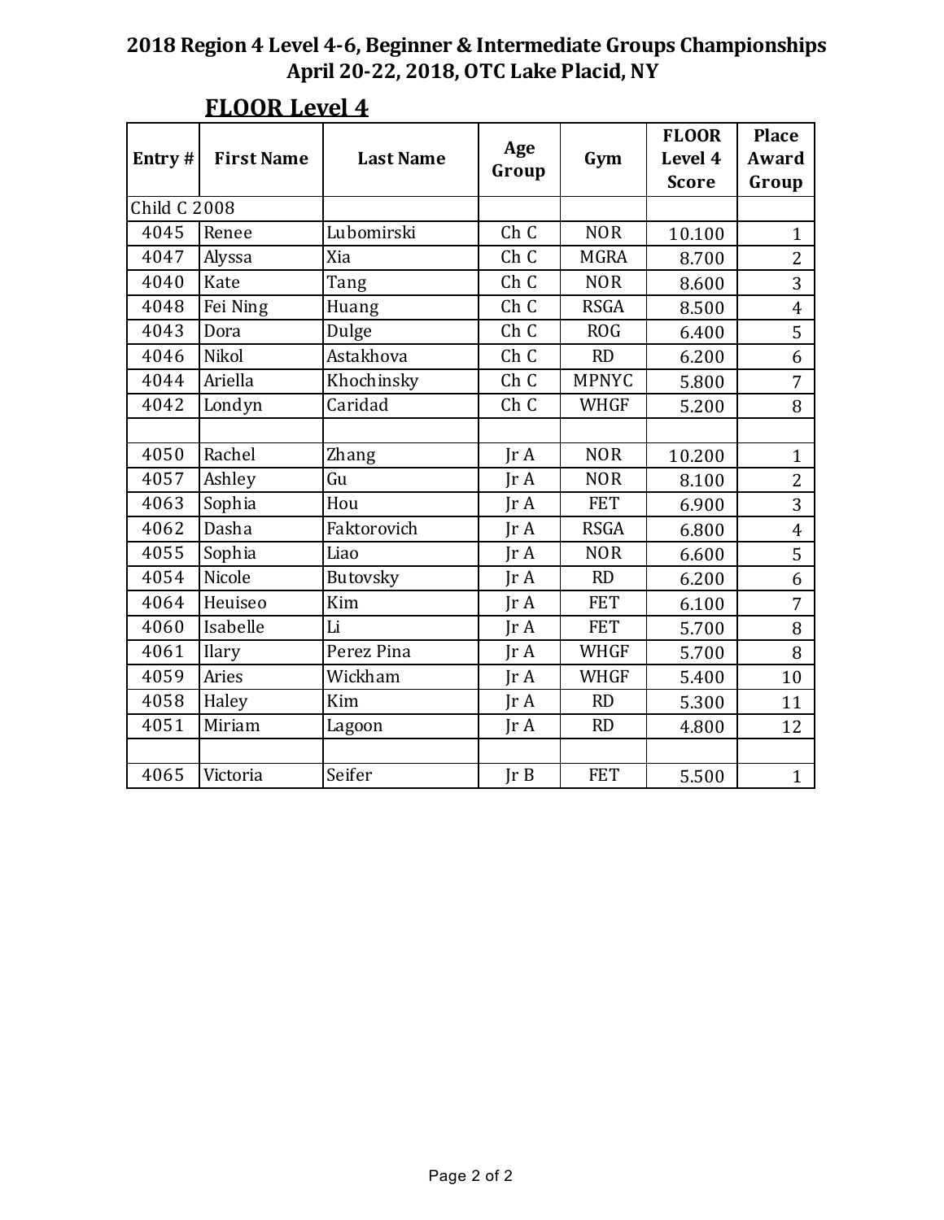# 2018 Region 4 Level 4-6, Beginner & Intermediate Groups Championships
## April 20-22, 2018, OTC Lake Placid, NY

### FLOOR Level 4

| Entry # | First Name | Last Name | Age Group | Gym | FLOOR Level 4 Score | Place Award Group |
|---|---|---|---|---|---|---|
| Child C 2008 | | | | | | |
| 4045 | Renee | Lubomirski | Ch C | NOR | 10.100 | 1 |
| 4047 | Alyssa | Xia | Ch C | MGRA | 8.700 | 2 |
| 4040 | Kate | Tang | Ch C | NOR | 8.600 | 3 |
| 4048 | Fei Ning | Huang | Ch C | RSGA | 8.500 | 4 |
| 4043 | Dora | Dulge | Ch C | ROG | 6.400 | 5 |
| 4046 | Nikol | Astakhova | Ch C | RD | 6.200 | 6 |
| 4044 | Ariella | Khochinsky | Ch C | MPNYC | 5.800 | 7 |
| 4042 | Londyn | Caridad | Ch C | WHGF | 5.200 | 8 |
| | | | | | | |
| 4050 | Rachel | Zhang | Jr A | NOR | 10.200 | 1 |
| 4057 | Ashley | Gu | Jr A | NOR | 8.100 | 2 |
| 4063 | Sophia | Hou | Jr A | FET | 6.900 | 3 |
| 4062 | Dasha | Faktorovich | Jr A | RSGA | 6.800 | 4 |
| 4055 | Sophia | Liao | Jr A | NOR | 6.600 | 5 |
| 4054 | Nicole | Butovsky | Jr A | RD | 6.200 | 6 |
| 4064 | Heuiseo | Kim | Jr A | FET | 6.100 | 7 |
| 4060 | Isabelle | Li | Jr A | FET | 5.700 | 8 |
| 4061 | Ilary | Perez Pina | Jr A | WHGF | 5.700 | 8 |
| 4059 | Aries | Wickham | Jr A | WHGF | 5.400 | 10 |
| 4058 | Haley | Kim | Jr A | RD | 5.300 | 11 |
| 4051 | Miriam | Lagoon | Jr A | RD | 4.800 | 12 |
| | | | | | | |
| 4065 | Victoria | Seifer | Jr B | FET | 5.500 | 1 |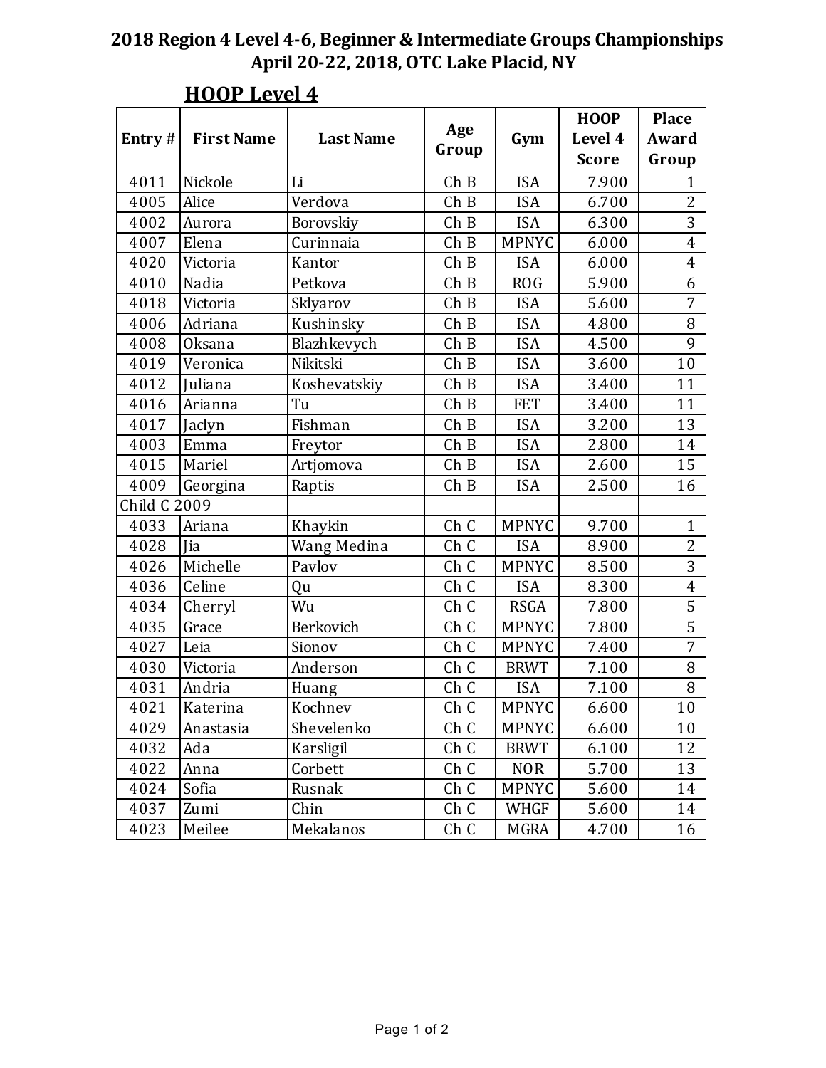**2018 Region 4 Level 4-6, Beginner & Intermediate Groups Championships**
**April 20-22, 2018, OTC Lake Placid, NY**

## HOOP Level 4

| Entry # | First Name | Last Name | Age Group | Gym | HOOP Level 4 Score | Place Award Group |
|---|---|---|---|---|---|---|
| 4011 | Nickole | Li | Ch B | ISA | 7.900 | 1 |
| 4005 | Alice | Verdova | Ch B | ISA | 6.700 | 2 |
| 4002 | Aurora | Borovskiy | Ch B | ISA | 6.300 | 3 |
| 4007 | Elena | Curinnaia | Ch B | MPNYC | 6.000 | 4 |
| 4020 | Victoria | Kantor | Ch B | ISA | 6.000 | 4 |
| 4010 | Nadia | Petkova | Ch B | ROG | 5.900 | 6 |
| 4018 | Victoria | Sklyarov | Ch B | ISA | 5.600 | 7 |
| 4006 | Adriana | Kushinsky | Ch B | ISA | 4.800 | 8 |
| 4008 | Oksana | Blazhkevych | Ch B | ISA | 4.500 | 9 |
| 4019 | Veronica | Nikitski | Ch B | ISA | 3.600 | 10 |
| 4012 | Juliana | Koshevatskiy | Ch B | ISA | 3.400 | 11 |
| 4016 | Arianna | Tu | Ch B | FET | 3.400 | 11 |
| 4017 | Jaclyn | Fishman | Ch B | ISA | 3.200 | 13 |
| 4003 | Emma | Freytor | Ch B | ISA | 2.800 | 14 |
| 4015 | Mariel | Artjomova | Ch B | ISA | 2.600 | 15 |
| 4009 | Georgina | Raptis | Ch B | ISA | 2.500 | 16 |
| Child C 2009 | | | | | | |
| 4033 | Ariana | Khaykin | Ch C | MPNYC | 9.700 | 1 |
| 4028 | Jia | Wang Medina | Ch C | ISA | 8.900 | 2 |
| 4026 | Michelle | Pavlov | Ch C | MPNYC | 8.500 | 3 |
| 4036 | Celine | Qu | Ch C | ISA | 8.300 | 4 |
| 4034 | Cherryl | Wu | Ch C | RSGA | 7.800 | 5 |
| 4035 | Grace | Berkovich | Ch C | MPNYC | 7.800 | 5 |
| 4027 | Leia | Sionov | Ch C | MPNYC | 7.400 | 7 |
| 4030 | Victoria | Anderson | Ch C | BRWT | 7.100 | 8 |
| 4031 | Andria | Huang | Ch C | ISA | 7.100 | 8 |
| 4021 | Katerina | Kochnev | Ch C | MPNYC | 6.600 | 10 |
| 4029 | Anastasia | Shevelenko | Ch C | MPNYC | 6.600 | 10 |
| 4032 | Ada | Karsligil | Ch C | BRWT | 6.100 | 12 |
| 4022 | Anna | Corbett | Ch C | NOR | 5.700 | 13 |
| 4024 | Sofia | Rusnak | Ch C | MPNYC | 5.600 | 14 |
| 4037 | Zumi | Chin | Ch C | WHGF | 5.600 | 14 |
| 4023 | Meilee | Mekalanos | Ch C | MGRA | 4.700 | 16 |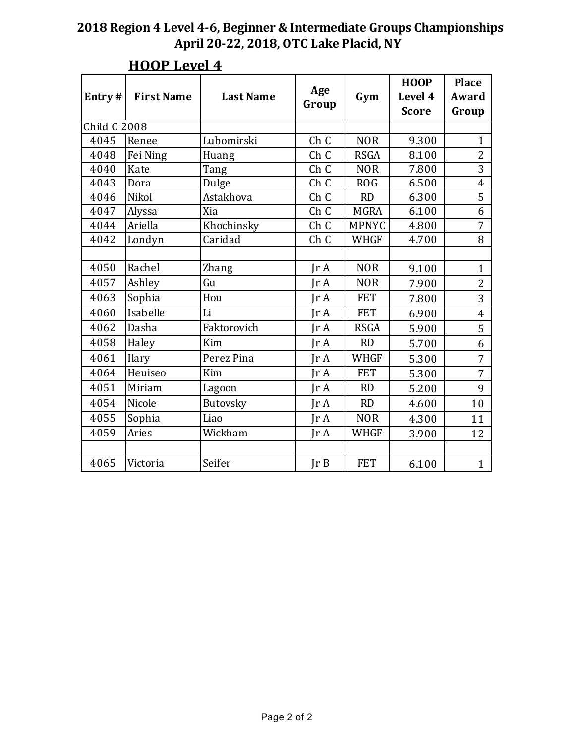**2018 Region 4 Level 4-6, Beginner & Intermediate Groups Championships**
**April 20-22, 2018, OTC Lake Placid, NY**

## HOOP Level 4

| Entry # | First Name | Last Name | Age Group | Gym | HOOP Level 4 Score | Place Award Group |
|---|---|---|---|---|---|---|
| Child C 2008 | | | | | | |
| 4045 | Renee | Lubomirski | Ch C | NOR | 9.300 | 1 |
| 4048 | Fei Ning | Huang | Ch C | RSGA | 8.100 | 2 |
| 4040 | Kate | Tang | Ch C | NOR | 7.800 | 3 |
| 4043 | Dora | Dulge | Ch C | ROG | 6.500 | 4 |
| 4046 | Nikol | Astakhova | Ch C | RD | 6.300 | 5 |
| 4047 | Alyssa | Xia | Ch C | MGRA | 6.100 | 6 |
| 4044 | Ariella | Khochinsky | Ch C | MPNYC | 4.800 | 7 |
| 4042 | Londyn | Caridad | Ch C | WHGF | 4.700 | 8 |
| | | | | | | |
| 4050 | Rachel | Zhang | Jr A | NOR | 9.100 | 1 |
| 4057 | Ashley | Gu | Jr A | NOR | 7.900 | 2 |
| 4063 | Sophia | Hou | Jr A | FET | 7.800 | 3 |
| 4060 | Isabelle | Li | Jr A | FET | 6.900 | 4 |
| 4062 | Dasha | Faktorovich | Jr A | RSGA | 5.900 | 5 |
| 4058 | Haley | Kim | Jr A | RD | 5.700 | 6 |
| 4061 | Ilary | Perez Pina | Jr A | WHGF | 5.300 | 7 |
| 4064 | Heuiseo | Kim | Jr A | FET | 5.300 | 7 |
| 4051 | Miriam | Lagoon | Jr A | RD | 5.200 | 9 |
| 4054 | Nicole | Butovsky | Jr A | RD | 4.600 | 10 |
| 4055 | Sophia | Liao | Jr A | NOR | 4.300 | 11 |
| 4059 | Aries | Wickham | Jr A | WHGF | 3.900 | 12 |
| | | | | | | |
| 4065 | Victoria | Seifer | Jr B | FET | 6.100 | 1 |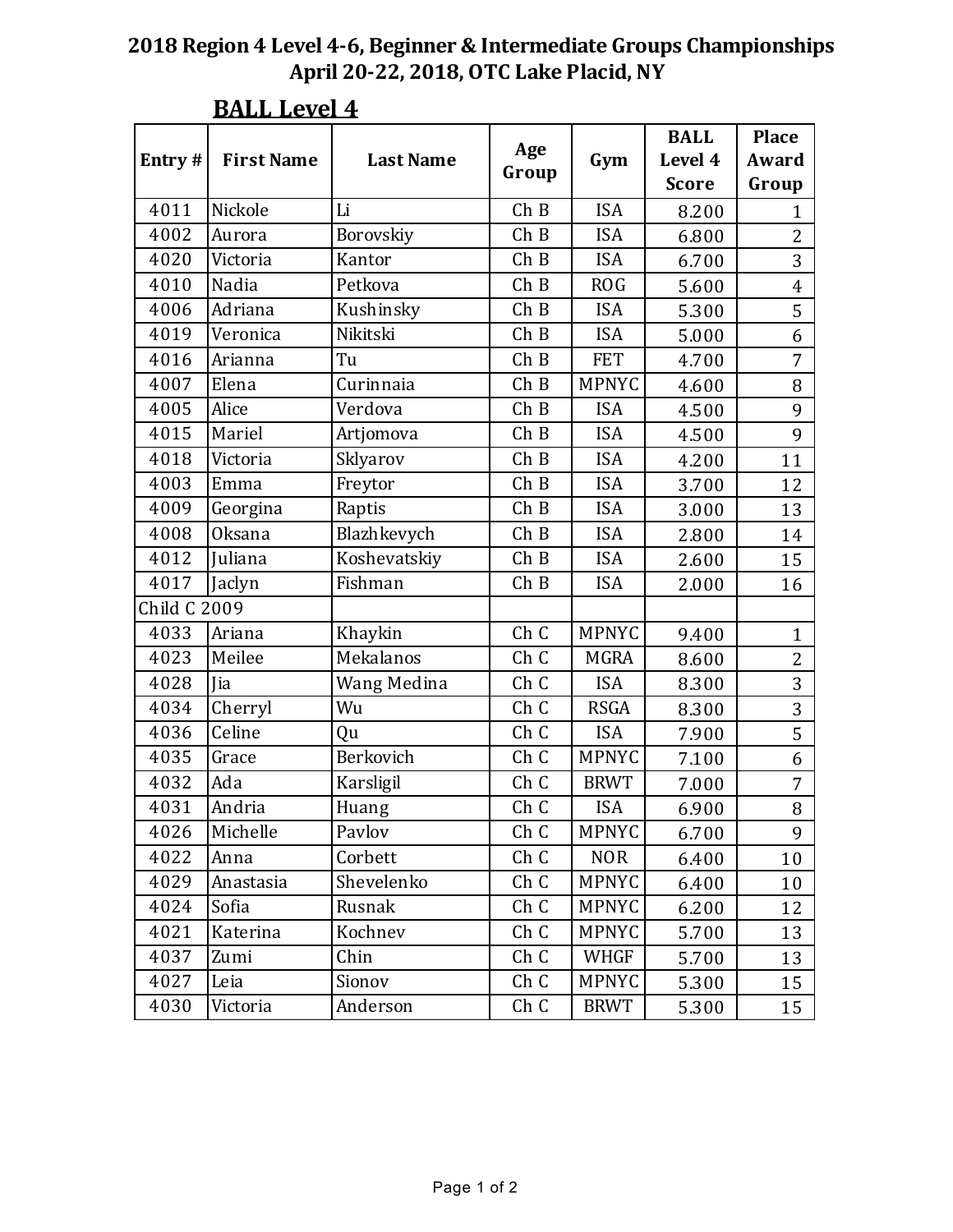# 2018 Region 4 Level 4-6, Beginner & Intermediate Groups Championships
## April 20-22, 2018, OTC Lake Placid, NY

### BALL Level 4

| Entry # | First Name | Last Name | Age Group | Gym | BALL Level 4 Score | Place Award Group |
|---|---|---|---|---|---|---|
| 4011 | Nickole | Li | Ch B | ISA | 8.200 | 1 |
| 4002 | Aurora | Borovskiy | Ch B | ISA | 6.800 | 2 |
| 4020 | Victoria | Kantor | Ch B | ISA | 6.700 | 3 |
| 4010 | Nadia | Petkova | Ch B | ROG | 5.600 | 4 |
| 4006 | Adriana | Kushinsky | Ch B | ISA | 5.300 | 5 |
| 4019 | Veronica | Nikitski | Ch B | ISA | 5.000 | 6 |
| 4016 | Arianna | Tu | Ch B | FET | 4.700 | 7 |
| 4007 | Elena | Curinnaia | Ch B | MPNYC | 4.600 | 8 |
| 4005 | Alice | Verdova | Ch B | ISA | 4.500 | 9 |
| 4015 | Mariel | Artjomova | Ch B | ISA | 4.500 | 9 |
| 4018 | Victoria | Sklyarov | Ch B | ISA | 4.200 | 11 |
| 4003 | Emma | Freytor | Ch B | ISA | 3.700 | 12 |
| 4009 | Georgina | Raptis | Ch B | ISA | 3.000 | 13 |
| 4008 | Oksana | Blazhkevych | Ch B | ISA | 2.800 | 14 |
| 4012 | Juliana | Koshevatskiy | Ch B | ISA | 2.600 | 15 |
| 4017 | Jaclyn | Fishman | Ch B | ISA | 2.000 | 16 |
| Child C 2009 | | | | | | |
| 4033 | Ariana | Khaykin | Ch C | MPNYC | 9.400 | 1 |
| 4023 | Meilee | Mekalanos | Ch C | MGRA | 8.600 | 2 |
| 4028 | Jia | Wang Medina | Ch C | ISA | 8.300 | 3 |
| 4034 | Cherryl | Wu | Ch C | RSGA | 8.300 | 3 |
| 4036 | Celine | Qu | Ch C | ISA | 7.900 | 5 |
| 4035 | Grace | Berkovich | Ch C | MPNYC | 7.100 | 6 |
| 4032 | Ada | Karsligil | Ch C | BRWT | 7.000 | 7 |
| 4031 | Andria | Huang | Ch C | ISA | 6.900 | 8 |
| 4026 | Michelle | Pavlov | Ch C | MPNYC | 6.700 | 9 |
| 4022 | Anna | Corbett | Ch C | NOR | 6.400 | 10 |
| 4029 | Anastasia | Shevelenko | Ch C | MPNYC | 6.400 | 10 |
| 4024 | Sofia | Rusnak | Ch C | MPNYC | 6.200 | 12 |
| 4021 | Katerina | Kochnev | Ch C | MPNYC | 5.700 | 13 |
| 4037 | Zumi | Chin | Ch C | WHGF | 5.700 | 13 |
| 4027 | Leia | Sionov | Ch C | MPNYC | 5.300 | 15 |
| 4030 | Victoria | Anderson | Ch C | BRWT | 5.300 | 15 |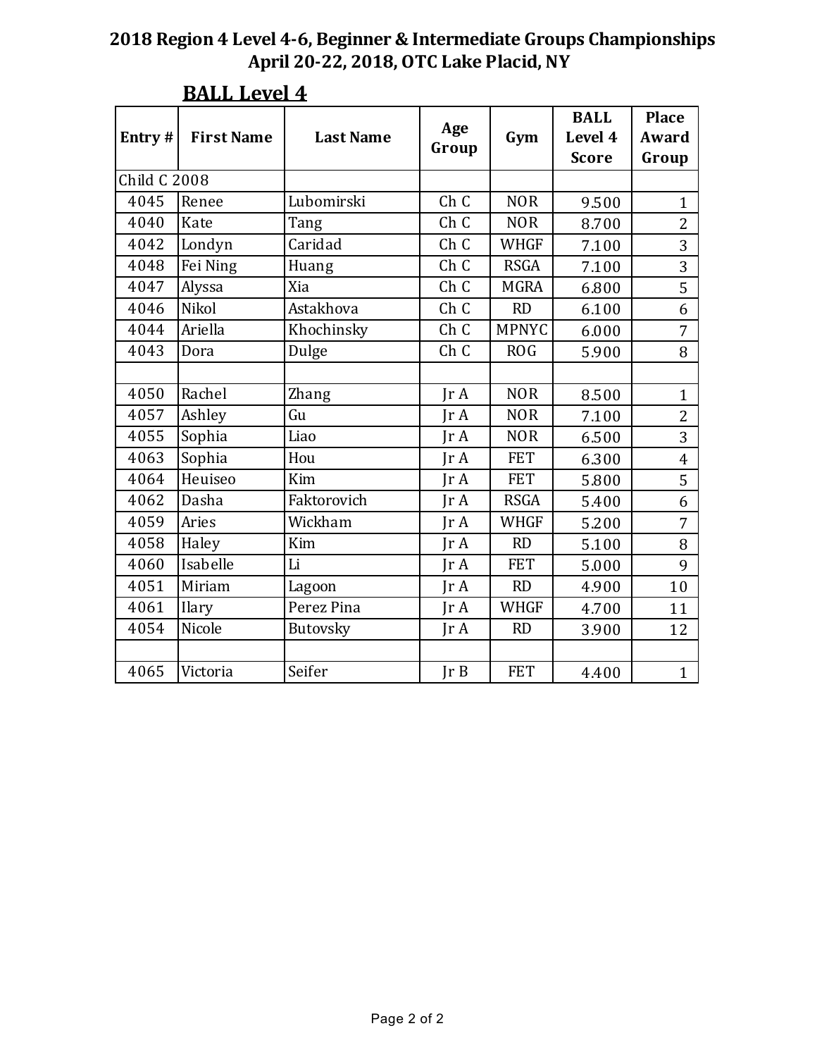**2018 Region 4 Level 4-6, Beginner & Intermediate Groups Championships**
**April 20-22, 2018, OTC Lake Placid, NY**

## BALL Level 4

| Entry # | First Name | Last Name | Age Group | Gym | BALL Level 4 Score | Place Award Group |
|---|---|---|---|---|---|---|
| Child C 2008 | | | | | | |
| 4045 | Renee | Lubomirski | Ch C | NOR | 9.500 | 1 |
| 4040 | Kate | Tang | Ch C | NOR | 8.700 | 2 |
| 4042 | Londyn | Caridad | Ch C | WHGF | 7.100 | 3 |
| 4048 | Fei Ning | Huang | Ch C | RSGA | 7.100 | 3 |
| 4047 | Alyssa | Xia | Ch C | MGRA | 6.800 | 5 |
| 4046 | Nikol | Astakhova | Ch C | RD | 6.100 | 6 |
| 4044 | Ariella | Khochinsky | Ch C | MPNYC | 6.000 | 7 |
| 4043 | Dora | Dulge | Ch C | ROG | 5.900 | 8 |
| | | | | | | |
| 4050 | Rachel | Zhang | Jr A | NOR | 8.500 | 1 |
| 4057 | Ashley | Gu | Jr A | NOR | 7.100 | 2 |
| 4055 | Sophia | Liao | Jr A | NOR | 6.500 | 3 |
| 4063 | Sophia | Hou | Jr A | FET | 6.300 | 4 |
| 4064 | Heuiseo | Kim | Jr A | FET | 5.800 | 5 |
| 4062 | Dasha | Faktorovich | Jr A | RSGA | 5.400 | 6 |
| 4059 | Aries | Wickham | Jr A | WHGF | 5.200 | 7 |
| 4058 | Haley | Kim | Jr A | RD | 5.100 | 8 |
| 4060 | Isabelle | Li | Jr A | FET | 5.000 | 9 |
| 4051 | Miriam | Lagoon | Jr A | RD | 4.900 | 10 |
| 4061 | Ilary | Perez Pina | Jr A | WHGF | 4.700 | 11 |
| 4054 | Nicole | Butovsky | Jr A | RD | 3.900 | 12 |
| | | | | | | |
| 4065 | Victoria | Seifer | Jr B | FET | 4.400 | 1 |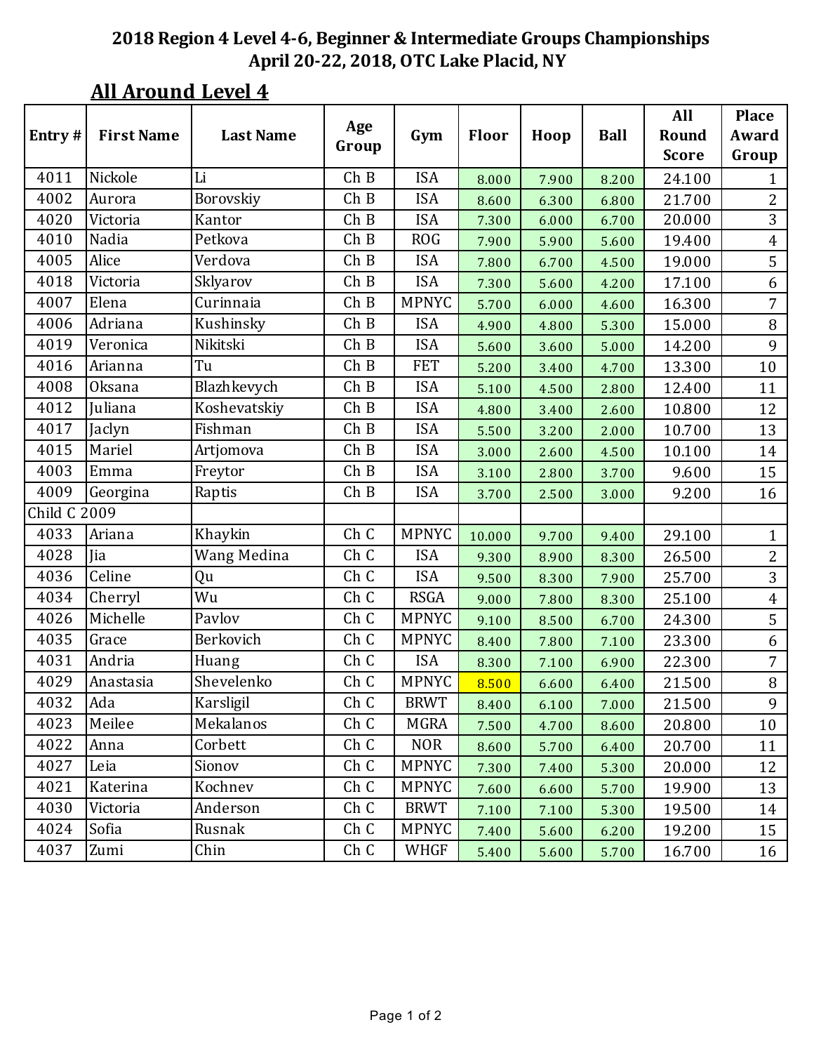# 2018 Region 4 Level 4-6, Beginner & Intermediate Groups Championships
## April 20-22, 2018, OTC Lake Placid, NY

### All Around Level 4

| Entry # | First Name | Last Name | Age Group | Gym | Floor | Hoop | Ball | All Round Score | Place Award Group |
|---|---|---|---|---|---|---|---|---|---|
| 4011 | Nickole | Li | Ch B | ISA | 8.000 | 7.900 | 8.200 | 24.100 | 1 |
| 4002 | Aurora | Borovskiy | Ch B | ISA | 8.600 | 6.300 | 6.800 | 21.700 | 2 |
| 4020 | Victoria | Kantor | Ch B | ISA | 7.300 | 6.000 | 6.700 | 20.000 | 3 |
| 4010 | Nadia | Petkova | Ch B | ROG | 7.900 | 5.900 | 5.600 | 19.400 | 4 |
| 4005 | Alice | Verdova | Ch B | ISA | 7.800 | 6.700 | 4.500 | 19.000 | 5 |
| 4018 | Victoria | Sklyarov | Ch B | ISA | 7.300 | 5.600 | 4.200 | 17.100 | 6 |
| 4007 | Elena | Curinnaia | Ch B | MPNYC | 5.700 | 6.000 | 4.600 | 16.300 | 7 |
| 4006 | Adriana | Kushinsky | Ch B | ISA | 4.900 | 4.800 | 5.300 | 15.000 | 8 |
| 4019 | Veronica | Nikitski | Ch B | ISA | 5.600 | 3.600 | 5.000 | 14.200 | 9 |
| 4016 | Arianna | Tu | Ch B | FET | 5.200 | 3.400 | 4.700 | 13.300 | 10 |
| 4008 | Oksana | Blazhkevych | Ch B | ISA | 5.100 | 4.500 | 2.800 | 12.400 | 11 |
| 4012 | Juliana | Koshevatskiy | Ch B | ISA | 4.800 | 3.400 | 2.600 | 10.800 | 12 |
| 4017 | Jaclyn | Fishman | Ch B | ISA | 5.500 | 3.200 | 2.000 | 10.700 | 13 |
| 4015 | Mariel | Artjomova | Ch B | ISA | 3.000 | 2.600 | 4.500 | 10.100 | 14 |
| 4003 | Emma | Freytor | Ch B | ISA | 3.100 | 2.800 | 3.700 | 9.600 | 15 |
| 4009 | Georgina | Raptis | Ch B | ISA | 3.700 | 2.500 | 3.000 | 9.200 | 16 |
| Child C 2009 | | | | | | | | | |
| 4033 | Ariana | Khaykin | Ch C | MPNYC | 10.000 | 9.700 | 9.400 | 29.100 | 1 |
| 4028 | Jia | Wang Medina | Ch C | ISA | 9.300 | 8.900 | 8.300 | 26.500 | 2 |
| 4036 | Celine | Qu | Ch C | ISA | 9.500 | 8.300 | 7.900 | 25.700 | 3 |
| 4034 | Cherryl | Wu | Ch C | RSGA | 9.000 | 7.800 | 8.300 | 25.100 | 4 |
| 4026 | Michelle | Pavlov | Ch C | MPNYC | 9.100 | 8.500 | 6.700 | 24.300 | 5 |
| 4035 | Grace | Berkovich | Ch C | MPNYC | 8.400 | 7.800 | 7.100 | 23.300 | 6 |
| 4031 | Andria | Huang | Ch C | ISA | 8.300 | 7.100 | 6.900 | 22.300 | 7 |
| 4029 | Anastasia | Shevelenko | Ch C | MPNYC | 8.500 | 6.600 | 6.400 | 21.500 | 8 |
| 4032 | Ada | Karsligil | Ch C | BRWT | 8.400 | 6.100 | 7.000 | 21.500 | 9 |
| 4023 | Meilee | Mekalanos | Ch C | MGRA | 7.500 | 4.700 | 8.600 | 20.800 | 10 |
| 4022 | Anna | Corbett | Ch C | NOR | 8.600 | 5.700 | 6.400 | 20.700 | 11 |
| 4027 | Leia | Sionov | Ch C | MPNYC | 7.300 | 7.400 | 5.300 | 20.000 | 12 |
| 4021 | Katerina | Kochnev | Ch C | MPNYC | 7.600 | 6.600 | 5.700 | 19.900 | 13 |
| 4030 | Victoria | Anderson | Ch C | BRWT | 7.100 | 7.100 | 5.300 | 19.500 | 14 |
| 4024 | Sofia | Rusnak | Ch C | MPNYC | 7.400 | 5.600 | 6.200 | 19.200 | 15 |
| 4037 | Zumi | Chin | Ch C | WHGF | 5.400 | 5.600 | 5.700 | 16.700 | 16 |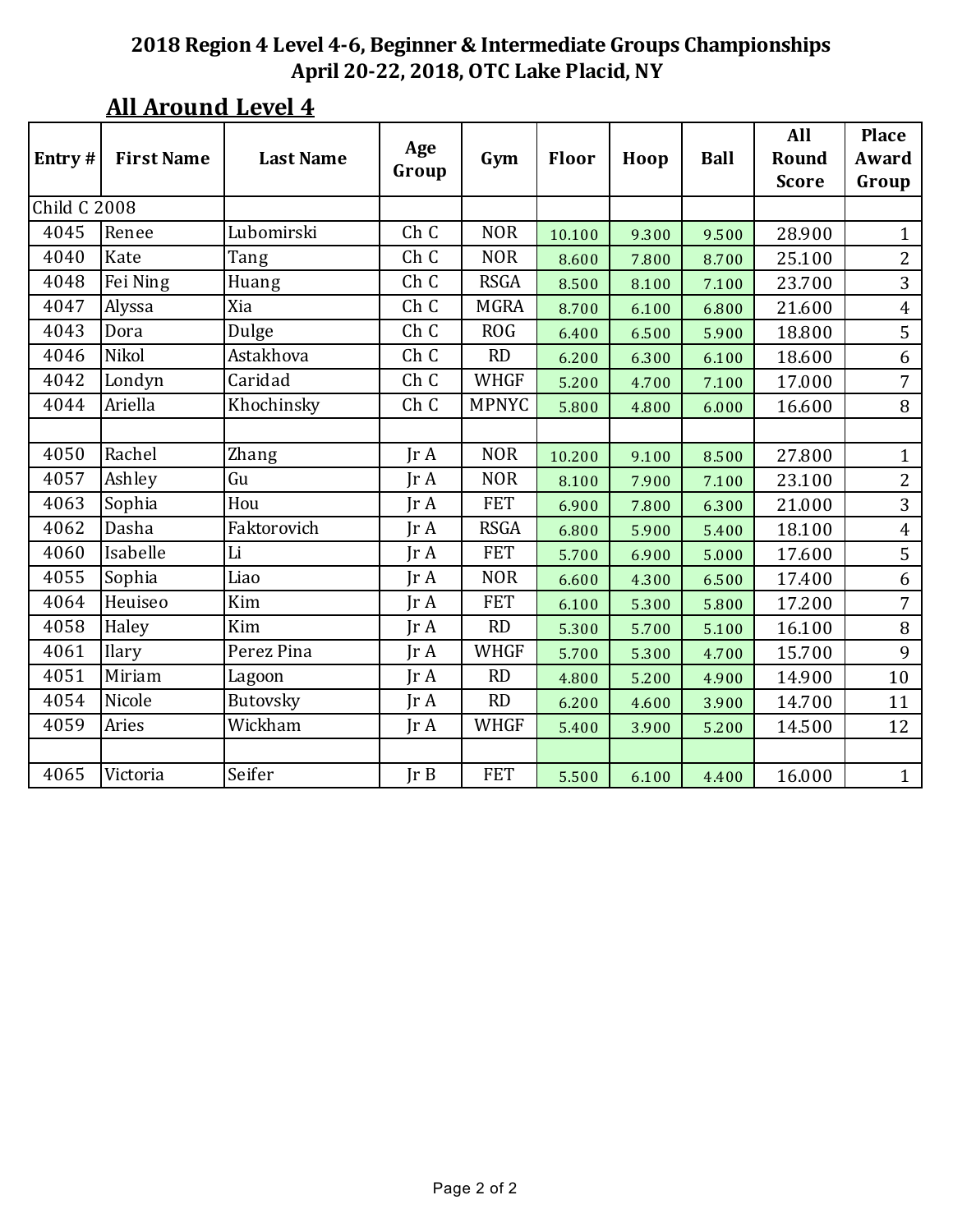# 2018 Region 4 Level 4-6, Beginner & Intermediate Groups Championships
## April 20-22, 2018, OTC Lake Placid, NY

## All Around Level 4

| Entry # | First Name | Last Name | Age Group | Gym | Floor | Hoop | Ball | All Round Score | Place Award Group |
|---|---|---|---|---|---|---|---|---|---|
| Child C 2008 | | | | | | | | | |
| 4045 | Renee | Lubomirski | Ch C | NOR | 10.100 | 9.300 | 9.500 | 28.900 | 1 |
| 4040 | Kate | Tang | Ch C | NOR | 8.600 | 7.800 | 8.700 | 25.100 | 2 |
| 4048 | Fei Ning | Huang | Ch C | RSGA | 8.500 | 8.100 | 7.100 | 23.700 | 3 |
| 4047 | Alyssa | Xia | Ch C | MGRA | 8.700 | 6.100 | 6.800 | 21.600 | 4 |
| 4043 | Dora | Dulge | Ch C | ROG | 6.400 | 6.500 | 5.900 | 18.800 | 5 |
| 4046 | Nikol | Astakhova | Ch C | RD | 6.200 | 6.300 | 6.100 | 18.600 | 6 |
| 4042 | Londyn | Caridad | Ch C | WHGF | 5.200 | 4.700 | 7.100 | 17.000 | 7 |
| 4044 | Ariella | Khochinsky | Ch C | MPNYC | 5.800 | 4.800 | 6.000 | 16.600 | 8 |
| | | | | | | | | | |
| 4050 | Rachel | Zhang | Jr A | NOR | 10.200 | 9.100 | 8.500 | 27.800 | 1 |
| 4057 | Ashley | Gu | Jr A | NOR | 8.100 | 7.900 | 7.100 | 23.100 | 2 |
| 4063 | Sophia | Hou | Jr A | FET | 6.900 | 7.800 | 6.300 | 21.000 | 3 |
| 4062 | Dasha | Faktorovich | Jr A | RSGA | 6.800 | 5.900 | 5.400 | 18.100 | 4 |
| 4060 | Isabelle | Li | Jr A | FET | 5.700 | 6.900 | 5.000 | 17.600 | 5 |
| 4055 | Sophia | Liao | Jr A | NOR | 6.600 | 4.300 | 6.500 | 17.400 | 6 |
| 4064 | Heuiseo | Kim | Jr A | FET | 6.100 | 5.300 | 5.800 | 17.200 | 7 |
| 4058 | Haley | Kim | Jr A | RD | 5.300 | 5.700 | 5.100 | 16.100 | 8 |
| 4061 | Ilary | Perez Pina | Jr A | WHGF | 5.700 | 5.300 | 4.700 | 15.700 | 9 |
| 4051 | Miriam | Lagoon | Jr A | RD | 4.800 | 5.200 | 4.900 | 14.900 | 10 |
| 4054 | Nicole | Butovsky | Jr A | RD | 6.200 | 4.600 | 3.900 | 14.700 | 11 |
| 4059 | Aries | Wickham | Jr A | WHGF | 5.400 | 3.900 | 5.200 | 14.500 | 12 |
| | | | | | | | | | |
| 4065 | Victoria | Seifer | Jr B | FET | 5.500 | 6.100 | 4.400 | 16.000 | 1 |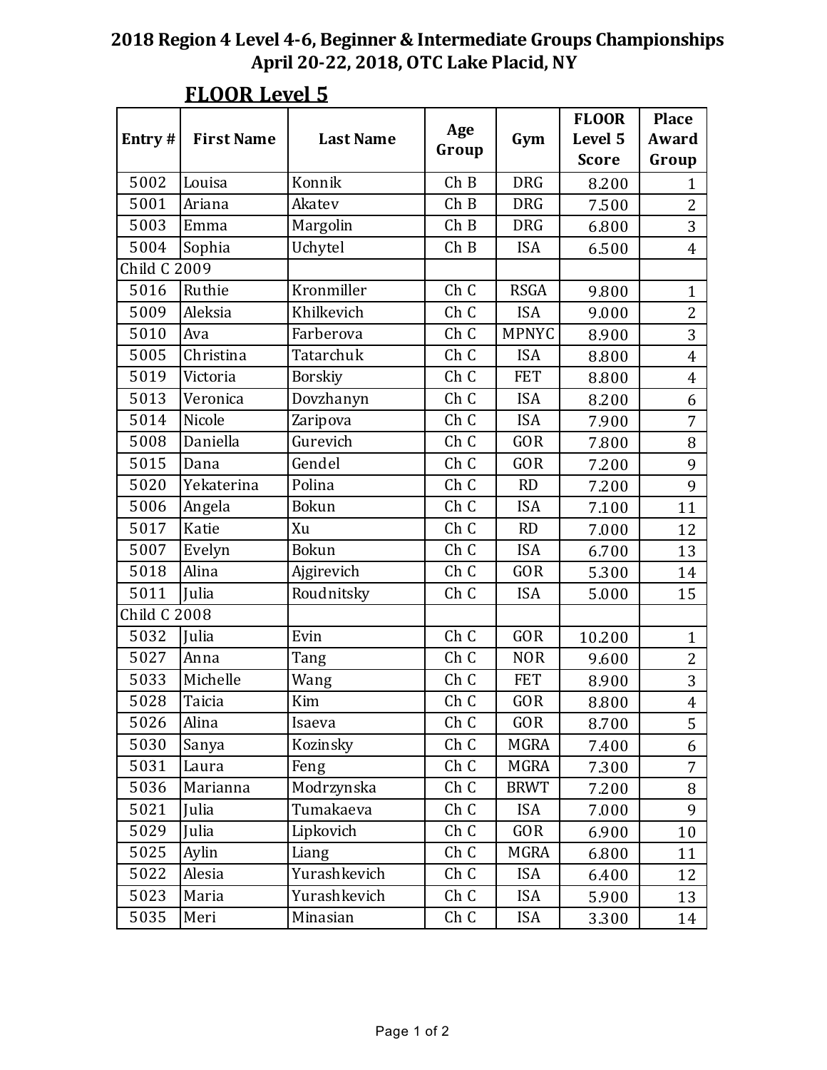# 2018 Region 4 Level 4-6, Beginner & Intermediate Groups Championships
## April 20-22, 2018, OTC Lake Placid, NY

### FLOOR Level 5

| Entry # | First Name | Last Name | Age Group | Gym | FLOOR Level 5 Score | Place Award Group |
|---|---|---|---|---|---|---|
| 5002 | Louisa | Konnik | Ch B | DRG | 8.200 | 1 |
| 5001 | Ariana | Akatev | Ch B | DRG | 7.500 | 2 |
| 5003 | Emma | Margolin | Ch B | DRG | 6.800 | 3 |
| 5004 | Sophia | Uchytel | Ch B | ISA | 6.500 | 4 |
| Child C 2009 | | | | | | |
| 5016 | Ruthie | Kronmiller | Ch C | RSGA | 9.800 | 1 |
| 5009 | Aleksia | Khilkevich | Ch C | ISA | 9.000 | 2 |
| 5010 | Ava | Farberova | Ch C | MPNYC | 8.900 | 3 |
| 5005 | Christina | Tatarchuk | Ch C | ISA | 8.800 | 4 |
| 5019 | Victoria | Borskiy | Ch C | FET | 8.800 | 4 |
| 5013 | Veronica | Dovzhanyn | Ch C | ISA | 8.200 | 6 |
| 5014 | Nicole | Zaripova | Ch C | ISA | 7.900 | 7 |
| 5008 | Daniella | Gurevich | Ch C | GOR | 7.800 | 8 |
| 5015 | Dana | Gendel | Ch C | GOR | 7.200 | 9 |
| 5020 | Yekaterina | Polina | Ch C | RD | 7.200 | 9 |
| 5006 | Angela | Bokun | Ch C | ISA | 7.100 | 11 |
| 5017 | Katie | Xu | Ch C | RD | 7.000 | 12 |
| 5007 | Evelyn | Bokun | Ch C | ISA | 6.700 | 13 |
| 5018 | Alina | Ajgirevich | Ch C | GOR | 5.300 | 14 |
| 5011 | Julia | Roudnitsky | Ch C | ISA | 5.000 | 15 |
| Child C 2008 | | | | | | |
| 5032 | Julia | Evin | Ch C | GOR | 10.200 | 1 |
| 5027 | Anna | Tang | Ch C | NOR | 9.600 | 2 |
| 5033 | Michelle | Wang | Ch C | FET | 8.900 | 3 |
| 5028 | Taicia | Kim | Ch C | GOR | 8.800 | 4 |
| 5026 | Alina | Isaeva | Ch C | GOR | 8.700 | 5 |
| 5030 | Sanya | Kozinsky | Ch C | MGRA | 7.400 | 6 |
| 5031 | Laura | Feng | Ch C | MGRA | 7.300 | 7 |
| 5036 | Marianna | Modrzynska | Ch C | BRWT | 7.200 | 8 |
| 5021 | Julia | Tumakaeva | Ch C | ISA | 7.000 | 9 |
| 5029 | Julia | Lipkovich | Ch C | GOR | 6.900 | 10 |
| 5025 | Aylin | Liang | Ch C | MGRA | 6.800 | 11 |
| 5022 | Alesia | Yurashkevich | Ch C | ISA | 6.400 | 12 |
| 5023 | Maria | Yurashkevich | Ch C | ISA | 5.900 | 13 |
| 5035 | Meri | Minasian | Ch C | ISA | 3.300 | 14 |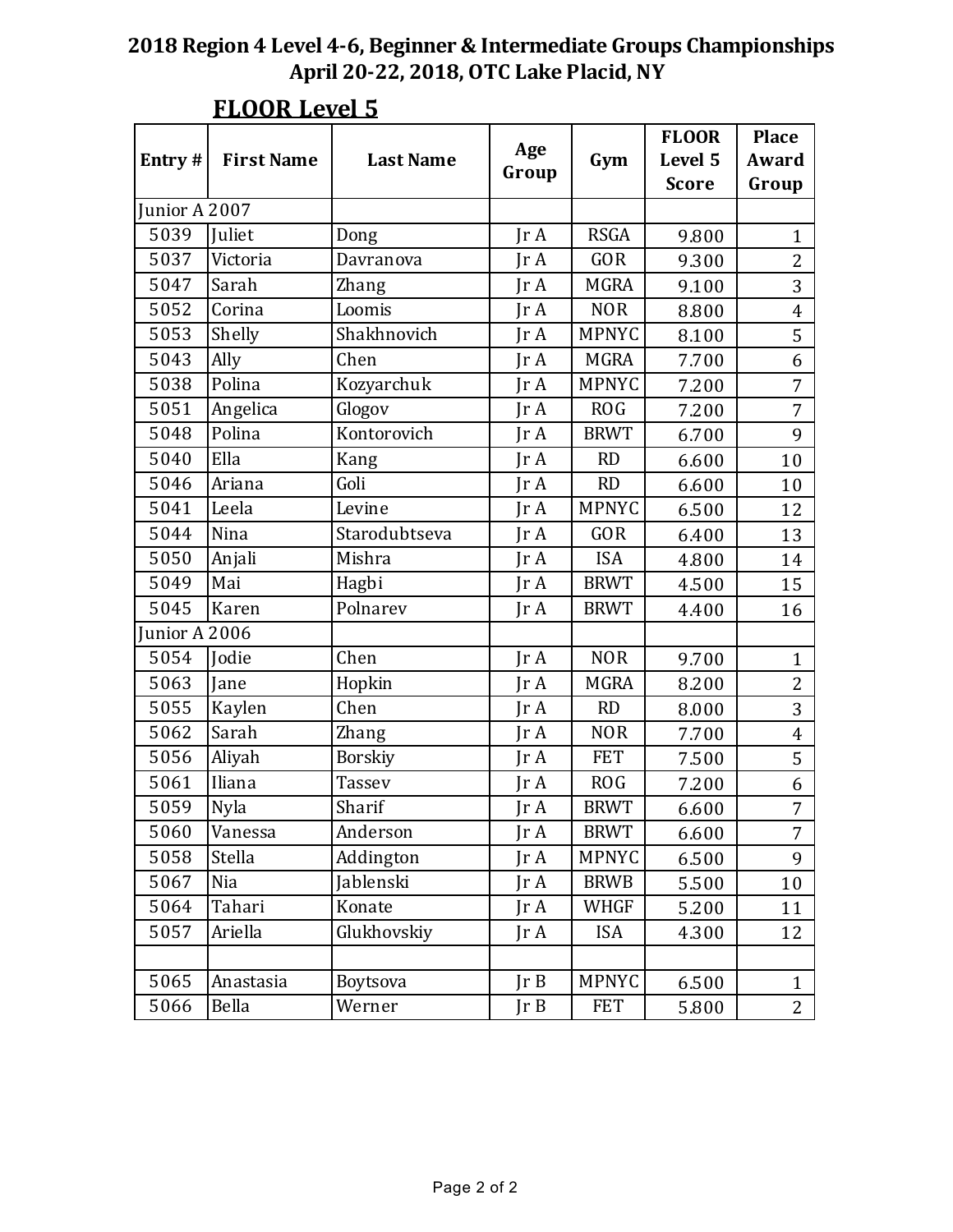# 2018 Region 4 Level 4-6, Beginner & Intermediate Groups Championships
## April 20-22, 2018, OTC Lake Placid, NY

## FLOOR Level 5

| Entry # | First Name | Last Name | Age Group | Gym | FLOOR Level 5 Score | Place Award Group |
|---|---|---|---|---|---|---|
| Junior A 2007 | | | | | | |
| 5039 | Juliet | Dong | Jr A | RSGA | 9.800 | 1 |
| 5037 | Victoria | Davranova | Jr A | GOR | 9.300 | 2 |
| 5047 | Sarah | Zhang | Jr A | MGRA | 9.100 | 3 |
| 5052 | Corina | Loomis | Jr A | NOR | 8.800 | 4 |
| 5053 | Shelly | Shakhnovich | Jr A | MPNYC | 8.100 | 5 |
| 5043 | Ally | Chen | Jr A | MGRA | 7.700 | 6 |
| 5038 | Polina | Kozyarchuk | Jr A | MPNYC | 7.200 | 7 |
| 5051 | Angelica | Glogov | Jr A | ROG | 7.200 | 7 |
| 5048 | Polina | Kontorovich | Jr A | BRWT | 6.700 | 9 |
| 5040 | Ella | Kang | Jr A | RD | 6.600 | 10 |
| 5046 | Ariana | Goli | Jr A | RD | 6.600 | 10 |
| 5041 | Leela | Levine | Jr A | MPNYC | 6.500 | 12 |
| 5044 | Nina | Starodubtseva | Jr A | GOR | 6.400 | 13 |
| 5050 | Anjali | Mishra | Jr A | ISA | 4.800 | 14 |
| 5049 | Mai | Hagbi | Jr A | BRWT | 4.500 | 15 |
| 5045 | Karen | Polnarev | Jr A | BRWT | 4.400 | 16 |
| Junior A 2006 | | | | | | |
| 5054 | Jodie | Chen | Jr A | NOR | 9.700 | 1 |
| 5063 | Jane | Hopkin | Jr A | MGRA | 8.200 | 2 |
| 5055 | Kaylen | Chen | Jr A | RD | 8.000 | 3 |
| 5062 | Sarah | Zhang | Jr A | NOR | 7.700 | 4 |
| 5056 | Aliyah | Borskiy | Jr A | FET | 7.500 | 5 |
| 5061 | Iliana | Tassev | Jr A | ROG | 7.200 | 6 |
| 5059 | Nyla | Sharif | Jr A | BRWT | 6.600 | 7 |
| 5060 | Vanessa | Anderson | Jr A | BRWT | 6.600 | 7 |
| 5058 | Stella | Addington | Jr A | MPNYC | 6.500 | 9 |
| 5067 | Nia | Jablenski | Jr A | BRWB | 5.500 | 10 |
| 5064 | Tahari | Konate | Jr A | WHGF | 5.200 | 11 |
| 5057 | Ariella | Glukhovskiy | Jr A | ISA | 4.300 | 12 |
| | | | | | | |
| 5065 | Anastasia | Boytsova | Jr B | MPNYC | 6.500 | 1 |
| 5066 | Bella | Werner | Jr B | FET | 5.800 | 2 |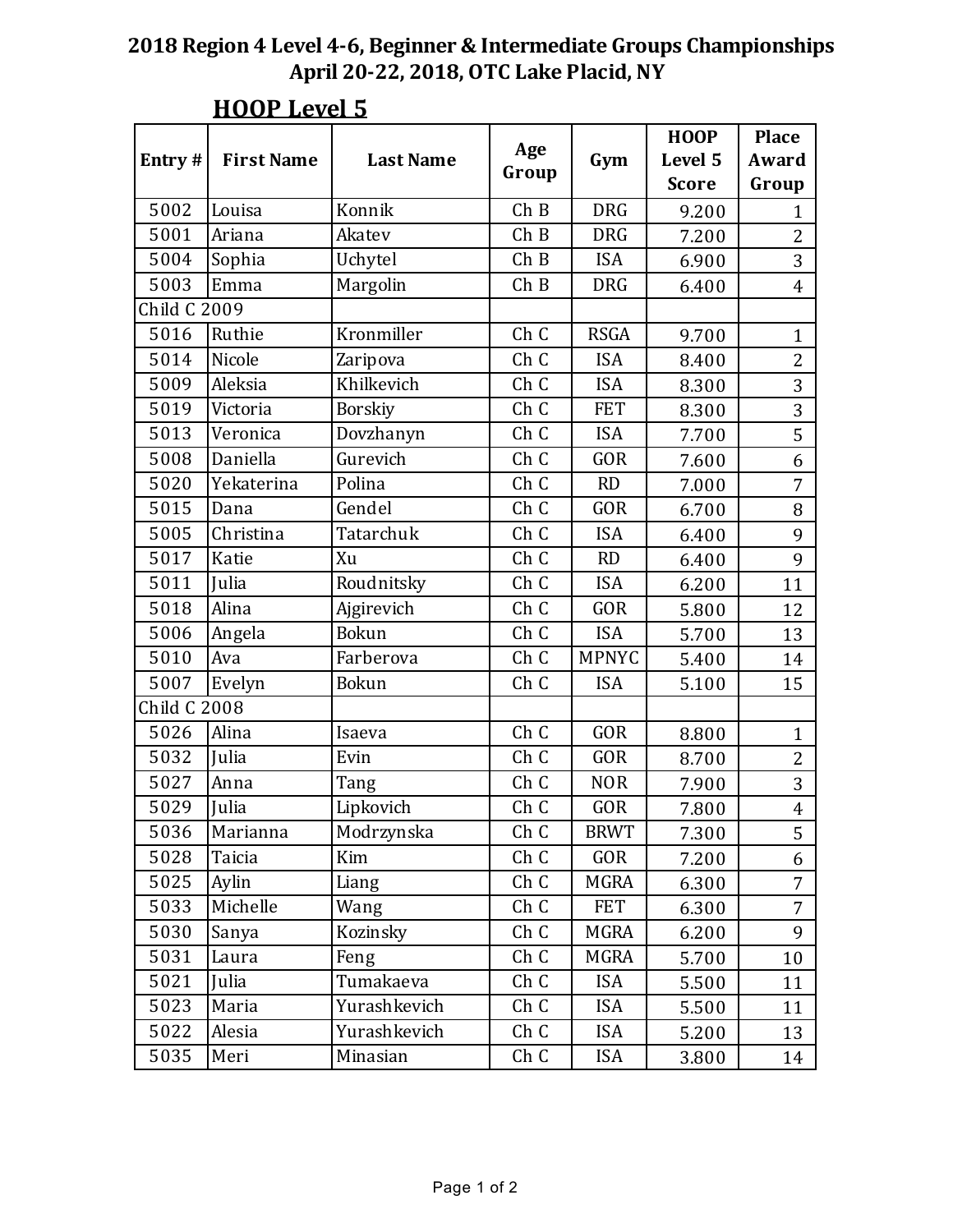# 2018 Region 4 Level 4-6, Beginner & Intermediate Groups Championships
## April 20-22, 2018, OTC Lake Placid, NY

### HOOP Level 5

| Entry # | First Name | Last Name | Age Group | Gym | HOOP Level 5 Score | Place Award Group |
|---|---|---|---|---|---|---|
| 5002 | Louisa | Konnik | Ch B | DRG | 9.200 | 1 |
| 5001 | Ariana | Akatev | Ch B | DRG | 7.200 | 2 |
| 5004 | Sophia | Uchytel | Ch B | ISA | 6.900 | 3 |
| 5003 | Emma | Margolin | Ch B | DRG | 6.400 | 4 |
| Child C 2009 | | | | | | |
| 5016 | Ruthie | Kronmiller | Ch C | RSGA | 9.700 | 1 |
| 5014 | Nicole | Zaripova | Ch C | ISA | 8.400 | 2 |
| 5009 | Aleksia | Khilkevich | Ch C | ISA | 8.300 | 3 |
| 5019 | Victoria | Borskiy | Ch C | FET | 8.300 | 3 |
| 5013 | Veronica | Dovzhanyn | Ch C | ISA | 7.700 | 5 |
| 5008 | Daniella | Gurevich | Ch C | GOR | 7.600 | 6 |
| 5020 | Yekaterina | Polina | Ch C | RD | 7.000 | 7 |
| 5015 | Dana | Gendel | Ch C | GOR | 6.700 | 8 |
| 5005 | Christina | Tatarchuk | Ch C | ISA | 6.400 | 9 |
| 5017 | Katie | Xu | Ch C | RD | 6.400 | 9 |
| 5011 | Julia | Roudnitsky | Ch C | ISA | 6.200 | 11 |
| 5018 | Alina | Ajgirevich | Ch C | GOR | 5.800 | 12 |
| 5006 | Angela | Bokun | Ch C | ISA | 5.700 | 13 |
| 5010 | Ava | Farberova | Ch C | MPNYC | 5.400 | 14 |
| 5007 | Evelyn | Bokun | Ch C | ISA | 5.100 | 15 |
| Child C 2008 | | | | | | |
| 5026 | Alina | Isaeva | Ch C | GOR | 8.800 | 1 |
| 5032 | Julia | Evin | Ch C | GOR | 8.700 | 2 |
| 5027 | Anna | Tang | Ch C | NOR | 7.900 | 3 |
| 5029 | Julia | Lipkovich | Ch C | GOR | 7.800 | 4 |
| 5036 | Marianna | Modrzynska | Ch C | BRWT | 7.300 | 5 |
| 5028 | Taicia | Kim | Ch C | GOR | 7.200 | 6 |
| 5025 | Aylin | Liang | Ch C | MGRA | 6.300 | 7 |
| 5033 | Michelle | Wang | Ch C | FET | 6.300 | 7 |
| 5030 | Sanya | Kozinsky | Ch C | MGRA | 6.200 | 9 |
| 5031 | Laura | Feng | Ch C | MGRA | 5.700 | 10 |
| 5021 | Julia | Tumakaeva | Ch C | ISA | 5.500 | 11 |
| 5023 | Maria | Yurashkevich | Ch C | ISA | 5.500 | 11 |
| 5022 | Alesia | Yurashkevich | Ch C | ISA | 5.200 | 13 |
| 5035 | Meri | Minasian | Ch C | ISA | 3.800 | 14 |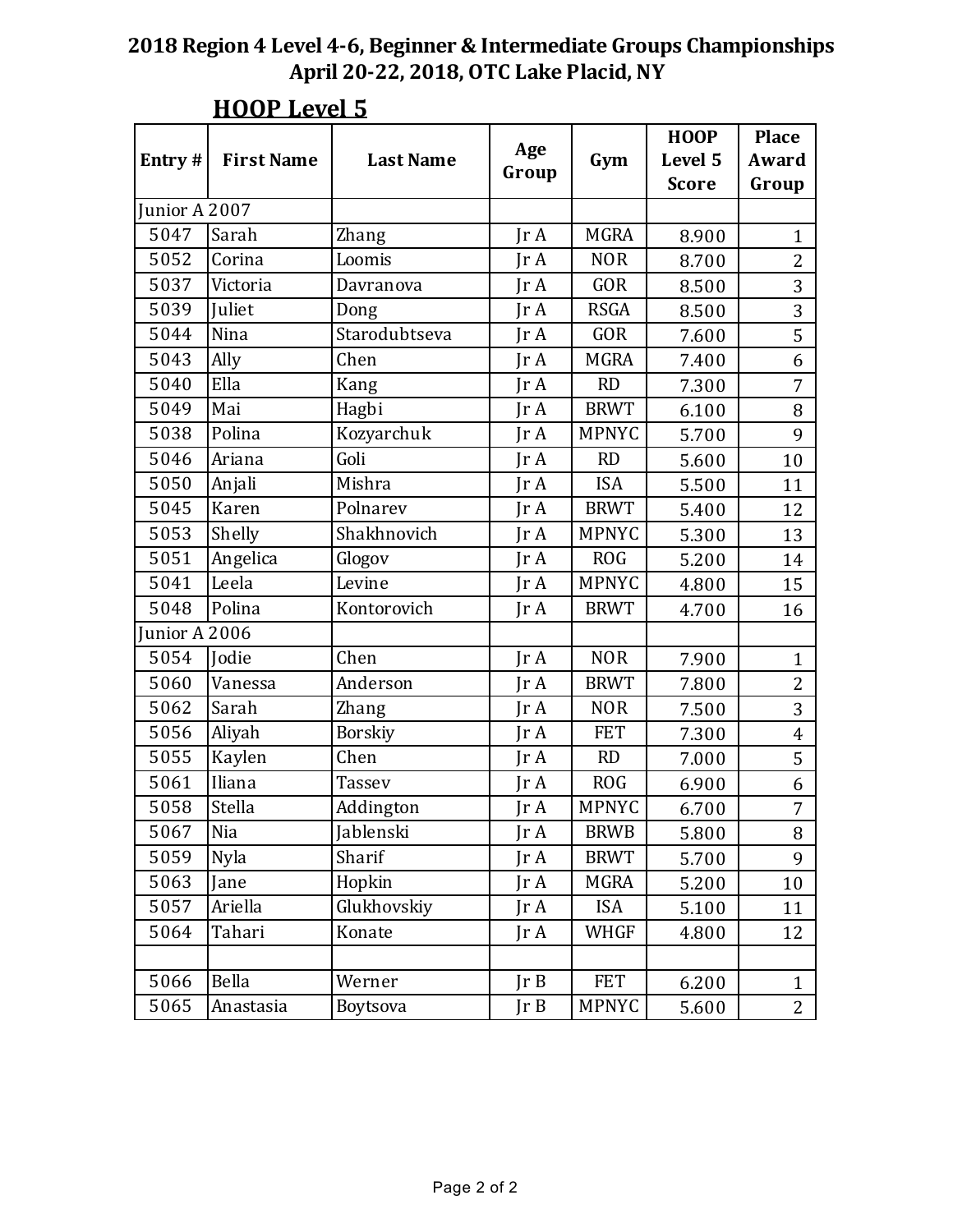# 2018 Region 4 Level 4-6, Beginner & Intermediate Groups Championships
## April 20-22, 2018, OTC Lake Placid, NY

### HOOP Level 5

| Entry # | First Name | Last Name | Age Group | Gym | HOOP Level 5 Score | Place Award Group |
|---|---|---|---|---|---|---|
| Junior A 2007 | | | | | | |
| 5047 | Sarah | Zhang | Jr A | MGRA | 8.900 | 1 |
| 5052 | Corina | Loomis | Jr A | NOR | 8.700 | 2 |
| 5037 | Victoria | Davranova | Jr A | GOR | 8.500 | 3 |
| 5039 | Juliet | Dong | Jr A | RSGA | 8.500 | 3 |
| 5044 | Nina | Starodubtseva | Jr A | GOR | 7.600 | 5 |
| 5043 | Ally | Chen | Jr A | MGRA | 7.400 | 6 |
| 5040 | Ella | Kang | Jr A | RD | 7.300 | 7 |
| 5049 | Mai | Hagbi | Jr A | BRWT | 6.100 | 8 |
| 5038 | Polina | Kozyarchuk | Jr A | MPNYC | 5.700 | 9 |
| 5046 | Ariana | Goli | Jr A | RD | 5.600 | 10 |
| 5050 | Anjali | Mishra | Jr A | ISA | 5.500 | 11 |
| 5045 | Karen | Polnarev | Jr A | BRWT | 5.400 | 12 |
| 5053 | Shelly | Shakhnovich | Jr A | MPNYC | 5.300 | 13 |
| 5051 | Angelica | Glogov | Jr A | ROG | 5.200 | 14 |
| 5041 | Leela | Levine | Jr A | MPNYC | 4.800 | 15 |
| 5048 | Polina | Kontorovich | Jr A | BRWT | 4.700 | 16 |
| Junior A 2006 | | | | | | |
| 5054 | Jodie | Chen | Jr A | NOR | 7.900 | 1 |
| 5060 | Vanessa | Anderson | Jr A | BRWT | 7.800 | 2 |
| 5062 | Sarah | Zhang | Jr A | NOR | 7.500 | 3 |
| 5056 | Aliyah | Borskiy | Jr A | FET | 7.300 | 4 |
| 5055 | Kaylen | Chen | Jr A | RD | 7.000 | 5 |
| 5061 | Iliana | Tassev | Jr A | ROG | 6.900 | 6 |
| 5058 | Stella | Addington | Jr A | MPNYC | 6.700 | 7 |
| 5067 | Nia | Jablenski | Jr A | BRWB | 5.800 | 8 |
| 5059 | Nyla | Sharif | Jr A | BRWT | 5.700 | 9 |
| 5063 | Jane | Hopkin | Jr A | MGRA | 5.200 | 10 |
| 5057 | Ariella | Glukhovskiy | Jr A | ISA | 5.100 | 11 |
| 5064 | Tahari | Konate | Jr A | WHGF | 4.800 | 12 |
| | | | | | | |
| 5066 | Bella | Werner | Jr B | FET | 6.200 | 1 |
| 5065 | Anastasia | Boytsova | Jr B | MPNYC | 5.600 | 2 |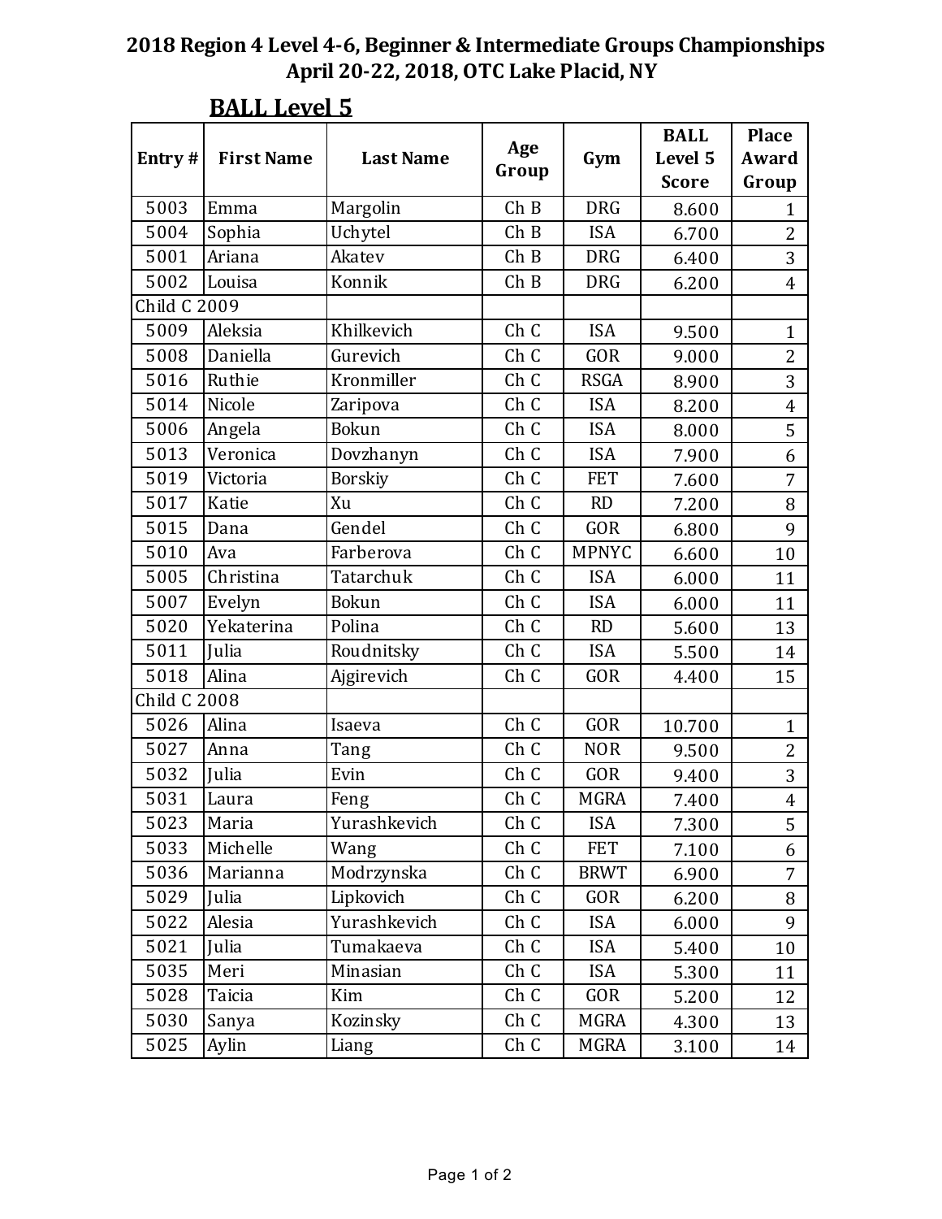# 2018 Region 4 Level 4-6, Beginner & Intermediate Groups Championships
## April 20-22, 2018, OTC Lake Placid, NY

## BALL Level 5

| Entry # | First Name | Last Name | Age Group | Gym | BALL Level 5 Score | Place Award Group |
|---|---|---|---|---|---|---|
| 5003 | Emma | Margolin | Ch B | DRG | 8.600 | 1 |
| 5004 | Sophia | Uchytel | Ch B | ISA | 6.700 | 2 |
| 5001 | Ariana | Akatev | Ch B | DRG | 6.400 | 3 |
| 5002 | Louisa | Konnik | Ch B | DRG | 6.200 | 4 |
| Child C 2009 | | | | | | |
| 5009 | Aleksia | Khilkevich | Ch C | ISA | 9.500 | 1 |
| 5008 | Daniella | Gurevich | Ch C | GOR | 9.000 | 2 |
| 5016 | Ruthie | Kronmiller | Ch C | RSGA | 8.900 | 3 |
| 5014 | Nicole | Zaripova | Ch C | ISA | 8.200 | 4 |
| 5006 | Angela | Bokun | Ch C | ISA | 8.000 | 5 |
| 5013 | Veronica | Dovzhanyn | Ch C | ISA | 7.900 | 6 |
| 5019 | Victoria | Borskiy | Ch C | FET | 7.600 | 7 |
| 5017 | Katie | Xu | Ch C | RD | 7.200 | 8 |
| 5015 | Dana | Gendel | Ch C | GOR | 6.800 | 9 |
| 5010 | Ava | Farberova | Ch C | MPNYC | 6.600 | 10 |
| 5005 | Christina | Tatarchuk | Ch C | ISA | 6.000 | 11 |
| 5007 | Evelyn | Bokun | Ch C | ISA | 6.000 | 11 |
| 5020 | Yekaterina | Polina | Ch C | RD | 5.600 | 13 |
| 5011 | Julia | Roudnitsky | Ch C | ISA | 5.500 | 14 |
| 5018 | Alina | Ajgirevich | Ch C | GOR | 4.400 | 15 |
| Child C 2008 | | | | | | |
| 5026 | Alina | Isaeva | Ch C | GOR | 10.700 | 1 |
| 5027 | Anna | Tang | Ch C | NOR | 9.500 | 2 |
| 5032 | Julia | Evin | Ch C | GOR | 9.400 | 3 |
| 5031 | Laura | Feng | Ch C | MGRA | 7.400 | 4 |
| 5023 | Maria | Yurashkevich | Ch C | ISA | 7.300 | 5 |
| 5033 | Michelle | Wang | Ch C | FET | 7.100 | 6 |
| 5036 | Marianna | Modrzynska | Ch C | BRWT | 6.900 | 7 |
| 5029 | Julia | Lipkovich | Ch C | GOR | 6.200 | 8 |
| 5022 | Alesia | Yurashkevich | Ch C | ISA | 6.000 | 9 |
| 5021 | Julia | Tumakaeva | Ch C | ISA | 5.400 | 10 |
| 5035 | Meri | Minasian | Ch C | ISA | 5.300 | 11 |
| 5028 | Taicia | Kim | Ch C | GOR | 5.200 | 12 |
| 5030 | Sanya | Kozinsky | Ch C | MGRA | 4.300 | 13 |
| 5025 | Aylin | Liang | Ch C | MGRA | 3.100 | 14 |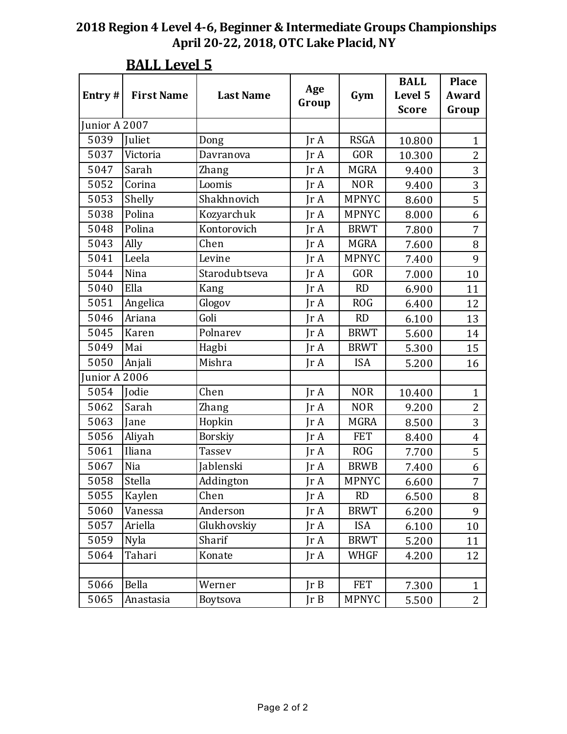# 2018 Region 4 Level 4-6, Beginner & Intermediate Groups Championships
## April 20-22, 2018, OTC Lake Placid, NY

### BALL Level 5

| Entry # | First Name | Last Name | Age Group | Gym | BALL Level 5 Score | Place Award Group |
|---|---|---|---|---|---|---|
| Junior A 2007 | | | | | | |
| 5039 | Juliet | Dong | Jr A | RSGA | 10.800 | 1 |
| 5037 | Victoria | Davranova | Jr A | GOR | 10.300 | 2 |
| 5047 | Sarah | Zhang | Jr A | MGRA | 9.400 | 3 |
| 5052 | Corina | Loomis | Jr A | NOR | 9.400 | 3 |
| 5053 | Shelly | Shakhnovich | Jr A | MPNYC | 8.600 | 5 |
| 5038 | Polina | Kozyarchuk | Jr A | MPNYC | 8.000 | 6 |
| 5048 | Polina | Kontorovich | Jr A | BRWT | 7.800 | 7 |
| 5043 | Ally | Chen | Jr A | MGRA | 7.600 | 8 |
| 5041 | Leela | Levine | Jr A | MPNYC | 7.400 | 9 |
| 5044 | Nina | Starodubtseva | Jr A | GOR | 7.000 | 10 |
| 5040 | Ella | Kang | Jr A | RD | 6.900 | 11 |
| 5051 | Angelica | Glogov | Jr A | ROG | 6.400 | 12 |
| 5046 | Ariana | Goli | Jr A | RD | 6.100 | 13 |
| 5045 | Karen | Polnarev | Jr A | BRWT | 5.600 | 14 |
| 5049 | Mai | Hagbi | Jr A | BRWT | 5.300 | 15 |
| 5050 | Anjali | Mishra | Jr A | ISA | 5.200 | 16 |
| Junior A 2006 | | | | | | |
| 5054 | Jodie | Chen | Jr A | NOR | 10.400 | 1 |
| 5062 | Sarah | Zhang | Jr A | NOR | 9.200 | 2 |
| 5063 | Jane | Hopkin | Jr A | MGRA | 8.500 | 3 |
| 5056 | Aliyah | Borskiy | Jr A | FET | 8.400 | 4 |
| 5061 | Iliana | Tassev | Jr A | ROG | 7.700 | 5 |
| 5067 | Nia | Jablenski | Jr A | BRWB | 7.400 | 6 |
| 5058 | Stella | Addington | Jr A | MPNYC | 6.600 | 7 |
| 5055 | Kaylen | Chen | Jr A | RD | 6.500 | 8 |
| 5060 | Vanessa | Anderson | Jr A | BRWT | 6.200 | 9 |
| 5057 | Ariella | Glukhovskiy | Jr A | ISA | 6.100 | 10 |
| 5059 | Nyla | Sharif | Jr A | BRWT | 5.200 | 11 |
| 5064 | Tahari | Konate | Jr A | WHGF | 4.200 | 12 |
| | | | | | | |
| 5066 | Bella | Werner | Jr B | FET | 7.300 | 1 |
| 5065 | Anastasia | Boytsova | Jr B | MPNYC | 5.500 | 2 |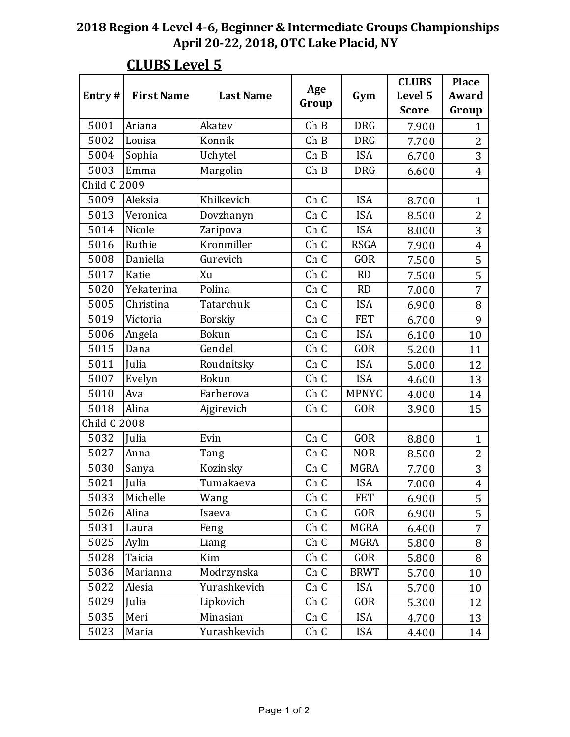# 2018 Region 4 Level 4-6, Beginner & Intermediate Groups Championships
## April 20-22, 2018, OTC Lake Placid, NY

### CLUBS Level 5

| Entry # | First Name | Last Name | Age Group | Gym | CLUBS Level 5 Score | Place Award Group |
|---|---|---|---|---|---|---|
| 5001 | Ariana | Akatev | Ch B | DRG | 7.900 | 1 |
| 5002 | Louisa | Konnik | Ch B | DRG | 7.700 | 2 |
| 5004 | Sophia | Uchytel | Ch B | ISA | 6.700 | 3 |
| 5003 | Emma | Margolin | Ch B | DRG | 6.600 | 4 |
| Child C 2009 | | | | | | |
| 5009 | Aleksia | Khilkevich | Ch C | ISA | 8.700 | 1 |
| 5013 | Veronica | Dovzhanyn | Ch C | ISA | 8.500 | 2 |
| 5014 | Nicole | Zaripova | Ch C | ISA | 8.000 | 3 |
| 5016 | Ruthie | Kronmiller | Ch C | RSGA | 7.900 | 4 |
| 5008 | Daniella | Gurevich | Ch C | GOR | 7.500 | 5 |
| 5017 | Katie | Xu | Ch C | RD | 7.500 | 5 |
| 5020 | Yekaterina | Polina | Ch C | RD | 7.000 | 7 |
| 5005 | Christina | Tatarchuk | Ch C | ISA | 6.900 | 8 |
| 5019 | Victoria | Borskiy | Ch C | FET | 6.700 | 9 |
| 5006 | Angela | Bokun | Ch C | ISA | 6.100 | 10 |
| 5015 | Dana | Gendel | Ch C | GOR | 5.200 | 11 |
| 5011 | Julia | Roudnitsky | Ch C | ISA | 5.000 | 12 |
| 5007 | Evelyn | Bokun | Ch C | ISA | 4.600 | 13 |
| 5010 | Ava | Farberova | Ch C | MPNYC | 4.000 | 14 |
| 5018 | Alina | Ajgirevich | Ch C | GOR | 3.900 | 15 |
| Child C 2008 | | | | | | |
| 5032 | Julia | Evin | Ch C | GOR | 8.800 | 1 |
| 5027 | Anna | Tang | Ch C | NOR | 8.500 | 2 |
| 5030 | Sanya | Kozinsky | Ch C | MGRA | 7.700 | 3 |
| 5021 | Julia | Tumakaeva | Ch C | ISA | 7.000 | 4 |
| 5033 | Michelle | Wang | Ch C | FET | 6.900 | 5 |
| 5026 | Alina | Isaeva | Ch C | GOR | 6.900 | 5 |
| 5031 | Laura | Feng | Ch C | MGRA | 6.400 | 7 |
| 5025 | Aylin | Liang | Ch C | MGRA | 5.800 | 8 |
| 5028 | Taicia | Kim | Ch C | GOR | 5.800 | 8 |
| 5036 | Marianna | Modrzynska | Ch C | BRWT | 5.700 | 10 |
| 5022 | Alesia | Yurashkevich | Ch C | ISA | 5.700 | 10 |
| 5029 | Julia | Lipkovich | Ch C | GOR | 5.300 | 12 |
| 5035 | Meri | Minasian | Ch C | ISA | 4.700 | 13 |
| 5023 | Maria | Yurashkevich | Ch C | ISA | 4.400 | 14 |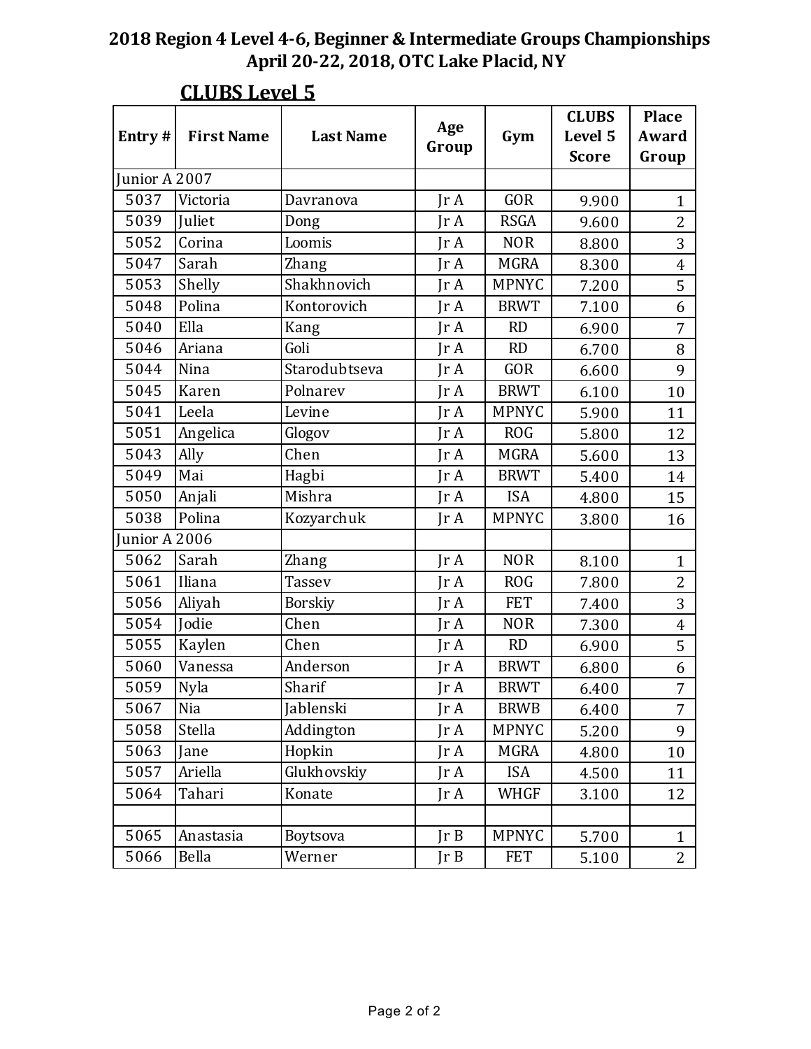# 2018 Region 4 Level 4-6, Beginner & Intermediate Groups Championships
## April 20-22, 2018, OTC Lake Placid, NY

### CLUBS Level 5

| Entry # | First Name | Last Name | Age Group | Gym | CLUBS Level 5 Score | Place Award Group |
|---|---|---|---|---|---|---|
| Junior A 2007 | | | | | | |
| 5037 | Victoria | Davranova | Jr A | GOR | 9.900 | 1 |
| 5039 | Juliet | Dong | Jr A | RSGA | 9.600 | 2 |
| 5052 | Corina | Loomis | Jr A | NOR | 8.800 | 3 |
| 5047 | Sarah | Zhang | Jr A | MGRA | 8.300 | 4 |
| 5053 | Shelly | Shakhnovich | Jr A | MPNYC | 7.200 | 5 |
| 5048 | Polina | Kontorovich | Jr A | BRWT | 7.100 | 6 |
| 5040 | Ella | Kang | Jr A | RD | 6.900 | 7 |
| 5046 | Ariana | Goli | Jr A | RD | 6.700 | 8 |
| 5044 | Nina | Starodubtseva | Jr A | GOR | 6.600 | 9 |
| 5045 | Karen | Polnarev | Jr A | BRWT | 6.100 | 10 |
| 5041 | Leela | Levine | Jr A | MPNYC | 5.900 | 11 |
| 5051 | Angelica | Glogov | Jr A | ROG | 5.800 | 12 |
| 5043 | Ally | Chen | Jr A | MGRA | 5.600 | 13 |
| 5049 | Mai | Hagbi | Jr A | BRWT | 5.400 | 14 |
| 5050 | Anjali | Mishra | Jr A | ISA | 4.800 | 15 |
| 5038 | Polina | Kozyarchuk | Jr A | MPNYC | 3.800 | 16 |
| Junior A 2006 | | | | | | |
| 5062 | Sarah | Zhang | Jr A | NOR | 8.100 | 1 |
| 5061 | Iliana | Tassev | Jr A | ROG | 7.800 | 2 |
| 5056 | Aliyah | Borskiy | Jr A | FET | 7.400 | 3 |
| 5054 | Jodie | Chen | Jr A | NOR | 7.300 | 4 |
| 5055 | Kaylen | Chen | Jr A | RD | 6.900 | 5 |
| 5060 | Vanessa | Anderson | Jr A | BRWT | 6.800 | 6 |
| 5059 | Nyla | Sharif | Jr A | BRWT | 6.400 | 7 |
| 5067 | Nia | Jablenski | Jr A | BRWB | 6.400 | 7 |
| 5058 | Stella | Addington | Jr A | MPNYC | 5.200 | 9 |
| 5063 | Jane | Hopkin | Jr A | MGRA | 4.800 | 10 |
| 5057 | Ariella | Glukhovskiy | Jr A | ISA | 4.500 | 11 |
| 5064 | Tahari | Konate | Jr A | WHGF | 3.100 | 12 |
| | | | | | | |
| 5065 | Anastasia | Boytsova | Jr B | MPNYC | 5.700 | 1 |
| 5066 | Bella | Werner | Jr B | FET | 5.100 | 2 |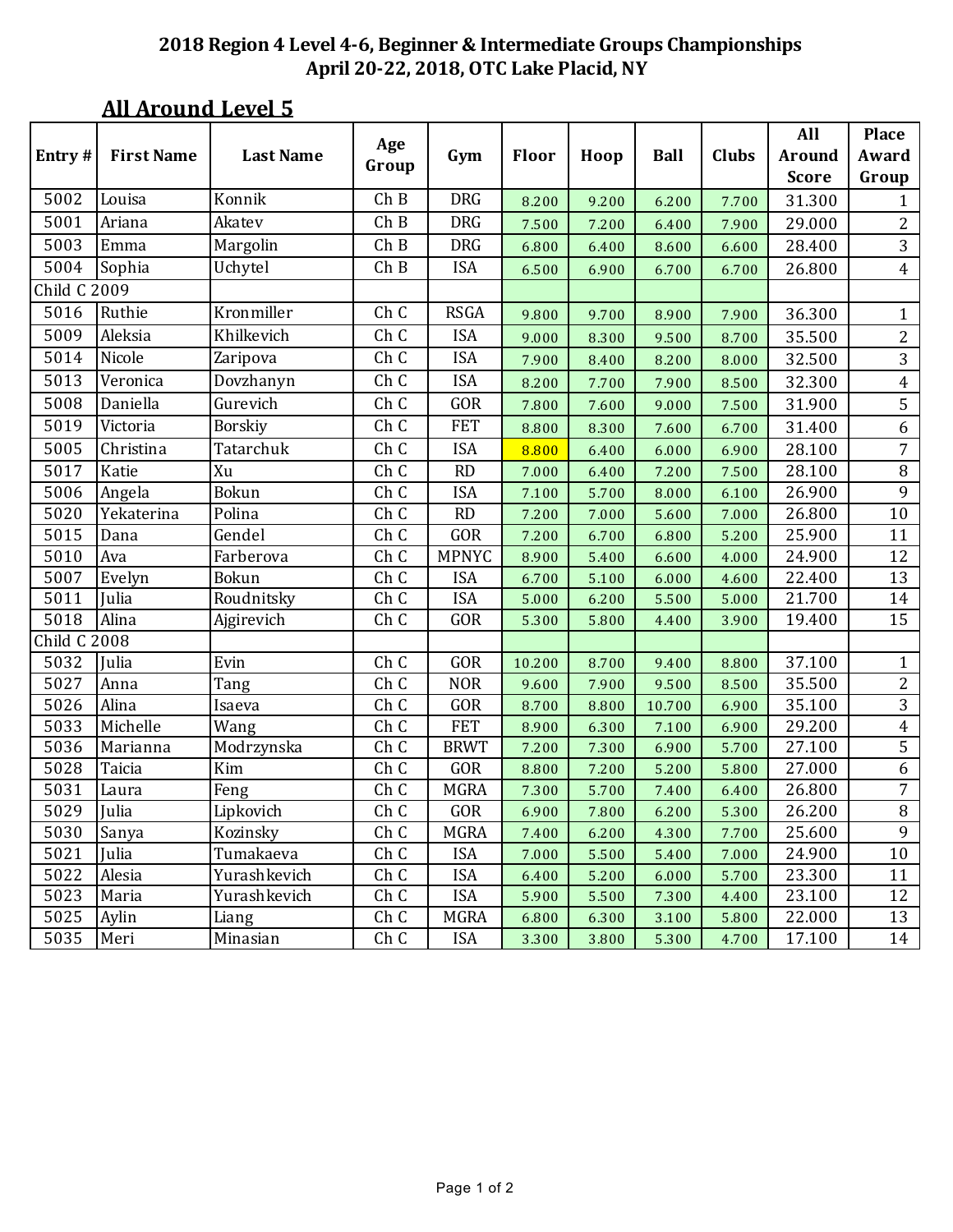**2018 Region 4 Level 4-6, Beginner & Intermediate Groups Championships**
**April 20-22, 2018, OTC Lake Placid, NY**

## All Around Level 5

| Entry # | First Name | Last Name | Age Group | Gym | Floor | Hoop | Ball | Clubs | All Around Score | Place Award Group |
|---|---|---|---|---|---|---|---|---|---|---|
| 5002 | Louisa | Konnik | Ch B | DRG | 8.200 | 9.200 | 6.200 | 7.700 | 31.300 | 1 |
| 5001 | Ariana | Akatev | Ch B | DRG | 7.500 | 7.200 | 6.400 | 7.900 | 29.000 | 2 |
| 5003 | Emma | Margolin | Ch B | DRG | 6.800 | 6.400 | 8.600 | 6.600 | 28.400 | 3 |
| 5004 | Sophia | Uchytel | Ch B | ISA | 6.500 | 6.900 | 6.700 | 6.700 | 26.800 | 4 |
| Child C 2009 | | | | | | | | | | |
| 5016 | Ruthie | Kronmiller | Ch C | RSGA | 9.800 | 9.700 | 8.900 | 7.900 | 36.300 | 1 |
| 5009 | Aleksia | Khilkevich | Ch C | ISA | 9.000 | 8.300 | 9.500 | 8.700 | 35.500 | 2 |
| 5014 | Nicole | Zaripova | Ch C | ISA | 7.900 | 8.400 | 8.200 | 8.000 | 32.500 | 3 |
| 5013 | Veronica | Dovzhanyn | Ch C | ISA | 8.200 | 7.700 | 7.900 | 8.500 | 32.300 | 4 |
| 5008 | Daniella | Gurevich | Ch C | GOR | 7.800 | 7.600 | 9.000 | 7.500 | 31.900 | 5 |
| 5019 | Victoria | Borskiy | Ch C | FET | 8.800 | 8.300 | 7.600 | 6.700 | 31.400 | 6 |
| 5005 | Christina | Tatarchuk | Ch C | ISA | 8.800 | 6.400 | 6.000 | 6.900 | 28.100 | 7 |
| 5017 | Katie | Xu | Ch C | RD | 7.000 | 6.400 | 7.200 | 7.500 | 28.100 | 8 |
| 5006 | Angela | Bokun | Ch C | ISA | 7.100 | 5.700 | 8.000 | 6.100 | 26.900 | 9 |
| 5020 | Yekaterina | Polina | Ch C | RD | 7.200 | 7.000 | 5.600 | 7.000 | 26.800 | 10 |
| 5015 | Dana | Gendel | Ch C | GOR | 7.200 | 6.700 | 6.800 | 5.200 | 25.900 | 11 |
| 5010 | Ava | Farberova | Ch C | MPNYC | 8.900 | 5.400 | 6.600 | 4.000 | 24.900 | 12 |
| 5007 | Evelyn | Bokun | Ch C | ISA | 6.700 | 5.100 | 6.000 | 4.600 | 22.400 | 13 |
| 5011 | Julia | Roudnitsky | Ch C | ISA | 5.000 | 6.200 | 5.500 | 5.000 | 21.700 | 14 |
| 5018 | Alina | Ajgirevich | Ch C | GOR | 5.300 | 5.800 | 4.400 | 3.900 | 19.400 | 15 |
| Child C 2008 | | | | | | | | | | |
| 5032 | Julia | Evin | Ch C | GOR | 10.200 | 8.700 | 9.400 | 8.800 | 37.100 | 1 |
| 5027 | Anna | Tang | Ch C | NOR | 9.600 | 7.900 | 9.500 | 8.500 | 35.500 | 2 |
| 5026 | Alina | Isaeva | Ch C | GOR | 8.700 | 8.800 | 10.700 | 6.900 | 35.100 | 3 |
| 5033 | Michelle | Wang | Ch C | FET | 8.900 | 6.300 | 7.100 | 6.900 | 29.200 | 4 |
| 5036 | Marianna | Modrzynska | Ch C | BRWT | 7.200 | 7.300 | 6.900 | 5.700 | 27.100 | 5 |
| 5028 | Taicia | Kim | Ch C | GOR | 8.800 | 7.200 | 5.200 | 5.800 | 27.000 | 6 |
| 5031 | Laura | Feng | Ch C | MGRA | 7.300 | 5.700 | 7.400 | 6.400 | 26.800 | 7 |
| 5029 | Julia | Lipkovich | Ch C | GOR | 6.900 | 7.800 | 6.200 | 5.300 | 26.200 | 8 |
| 5030 | Sanya | Kozinsky | Ch C | MGRA | 7.400 | 6.200 | 4.300 | 7.700 | 25.600 | 9 |
| 5021 | Julia | Tumakaeva | Ch C | ISA | 7.000 | 5.500 | 5.400 | 7.000 | 24.900 | 10 |
| 5022 | Alesia | Yurashkevich | Ch C | ISA | 6.400 | 5.200 | 6.000 | 5.700 | 23.300 | 11 |
| 5023 | Maria | Yurashkevich | Ch C | ISA | 5.900 | 5.500 | 7.300 | 4.400 | 23.100 | 12 |
| 5025 | Aylin | Liang | Ch C | MGRA | 6.800 | 6.300 | 3.100 | 5.800 | 22.000 | 13 |
| 5035 | Meri | Minasian | Ch C | ISA | 3.300 | 3.800 | 5.300 | 4.700 | 17.100 | 14 |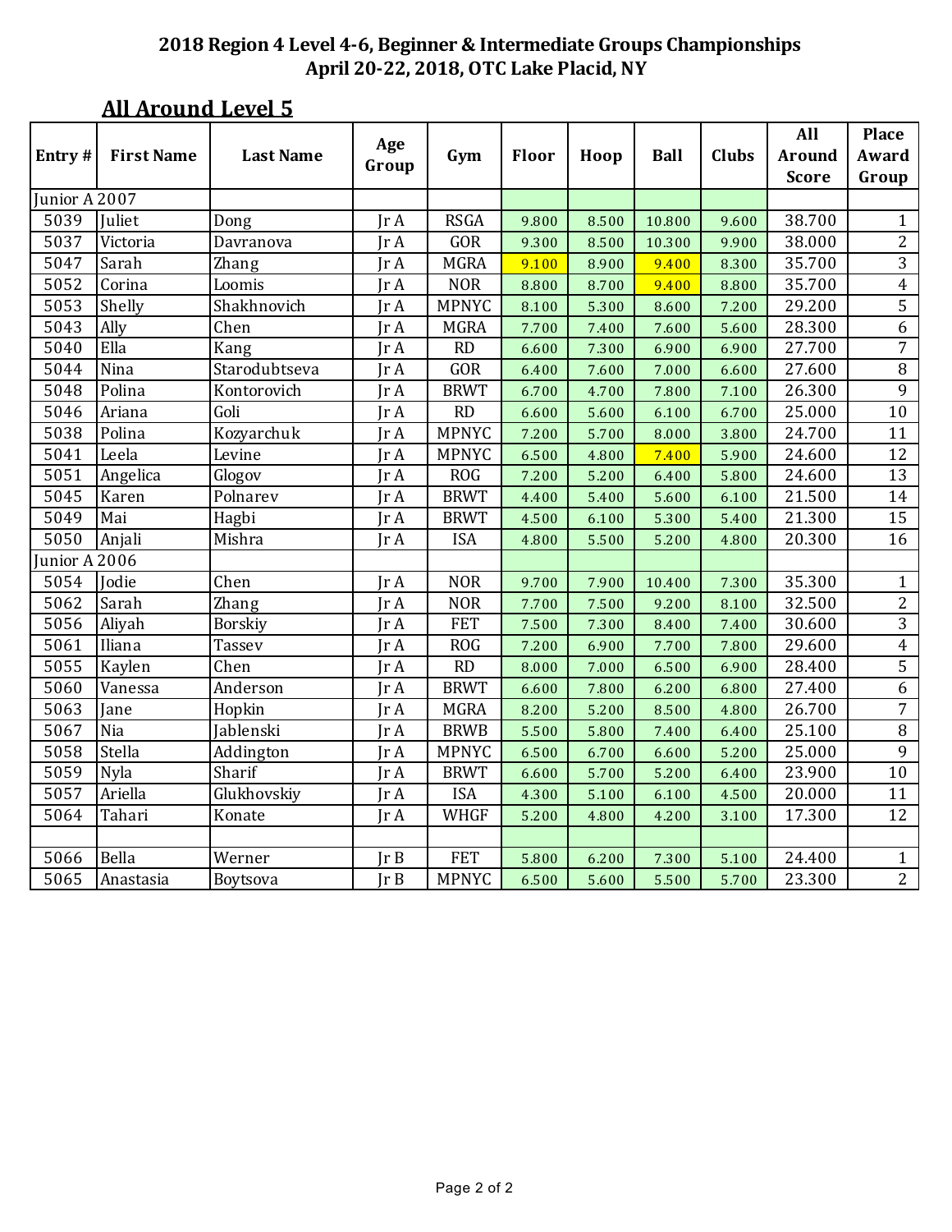**2018 Region 4 Level 4-6, Beginner & Intermediate Groups Championships**
**April 20-22, 2018, OTC Lake Placid, NY**

## All Around Level 5

| Entry # | First Name | Last Name | Age Group | Gym | Floor | Hoop | Ball | Clubs | All Around Score | Place Award Group |
|---|---|---|---|---|---|---|---|---|---|---|
| Junior A 2007 | | | | | | | | | | |
| 5039 | Juliet | Dong | Jr A | RSGA | 9.800 | 8.500 | 10.800 | 9.600 | 38.700 | 1 |
| 5037 | Victoria | Davranova | Jr A | GOR | 9.300 | 8.500 | 10.300 | 9.900 | 38.000 | 2 |
| 5047 | Sarah | Zhang | Jr A | MGRA | 9.100 | 8.900 | 9.400 | 8.300 | 35.700 | 3 |
| 5052 | Corina | Loomis | Jr A | NOR | 8.800 | 8.700 | 9.400 | 8.800 | 35.700 | 4 |
| 5053 | Shelly | Shakhnovich | Jr A | MPNYC | 8.100 | 5.300 | 8.600 | 7.200 | 29.200 | 5 |
| 5043 | Ally | Chen | Jr A | MGRA | 7.700 | 7.400 | 7.600 | 5.600 | 28.300 | 6 |
| 5040 | Ella | Kang | Jr A | RD | 6.600 | 7.300 | 6.900 | 6.900 | 27.700 | 7 |
| 5044 | Nina | Starodubtseva | Jr A | GOR | 6.400 | 7.600 | 7.000 | 6.600 | 27.600 | 8 |
| 5048 | Polina | Kontorovich | Jr A | BRWT | 6.700 | 4.700 | 7.800 | 7.100 | 26.300 | 9 |
| 5046 | Ariana | Goli | Jr A | RD | 6.600 | 5.600 | 6.100 | 6.700 | 25.000 | 10 |
| 5038 | Polina | Kozyarchuk | Jr A | MPNYC | 7.200 | 5.700 | 8.000 | 3.800 | 24.700 | 11 |
| 5041 | Leela | Levine | Jr A | MPNYC | 6.500 | 4.800 | 7.400 | 5.900 | 24.600 | 12 |
| 5051 | Angelica | Glogov | Jr A | ROG | 7.200 | 5.200 | 6.400 | 5.800 | 24.600 | 13 |
| 5045 | Karen | Polnarev | Jr A | BRWT | 4.400 | 5.400 | 5.600 | 6.100 | 21.500 | 14 |
| 5049 | Mai | Hagbi | Jr A | BRWT | 4.500 | 6.100 | 5.300 | 5.400 | 21.300 | 15 |
| 5050 | Anjali | Mishra | Jr A | ISA | 4.800 | 5.500 | 5.200 | 4.800 | 20.300 | 16 |
| Junior A 2006 | | | | | | | | | | |
| 5054 | Jodie | Chen | Jr A | NOR | 9.700 | 7.900 | 10.400 | 7.300 | 35.300 | 1 |
| 5062 | Sarah | Zhang | Jr A | NOR | 7.700 | 7.500 | 9.200 | 8.100 | 32.500 | 2 |
| 5056 | Aliyah | Borskiy | Jr A | FET | 7.500 | 7.300 | 8.400 | 7.400 | 30.600 | 3 |
| 5061 | Iliana | Tassev | Jr A | ROG | 7.200 | 6.900 | 7.700 | 7.800 | 29.600 | 4 |
| 5055 | Kaylen | Chen | Jr A | RD | 8.000 | 7.000 | 6.500 | 6.900 | 28.400 | 5 |
| 5060 | Vanessa | Anderson | Jr A | BRWT | 6.600 | 7.800 | 6.200 | 6.800 | 27.400 | 6 |
| 5063 | Jane | Hopkin | Jr A | MGRA | 8.200 | 5.200 | 8.500 | 4.800 | 26.700 | 7 |
| 5067 | Nia | Jablenski | Jr A | BRWB | 5.500 | 5.800 | 7.400 | 6.400 | 25.100 | 8 |
| 5058 | Stella | Addington | Jr A | MPNYC | 6.500 | 6.700 | 6.600 | 5.200 | 25.000 | 9 |
| 5059 | Nyla | Sharif | Jr A | BRWT | 6.600 | 5.700 | 5.200 | 6.400 | 23.900 | 10 |
| 5057 | Ariella | Glukhovskiy | Jr A | ISA | 4.300 | 5.100 | 6.100 | 4.500 | 20.000 | 11 |
| 5064 | Tahari | Konate | Jr A | WHGF | 5.200 | 4.800 | 4.200 | 3.100 | 17.300 | 12 |
| | | | | | | | | | | |
| 5066 | Bella | Werner | Jr B | FET | 5.800 | 6.200 | 7.300 | 5.100 | 24.400 | 1 |
| 5065 | Anastasia | Boytsova | Jr B | MPNYC | 6.500 | 5.600 | 5.500 | 5.700 | 23.300 | 2 |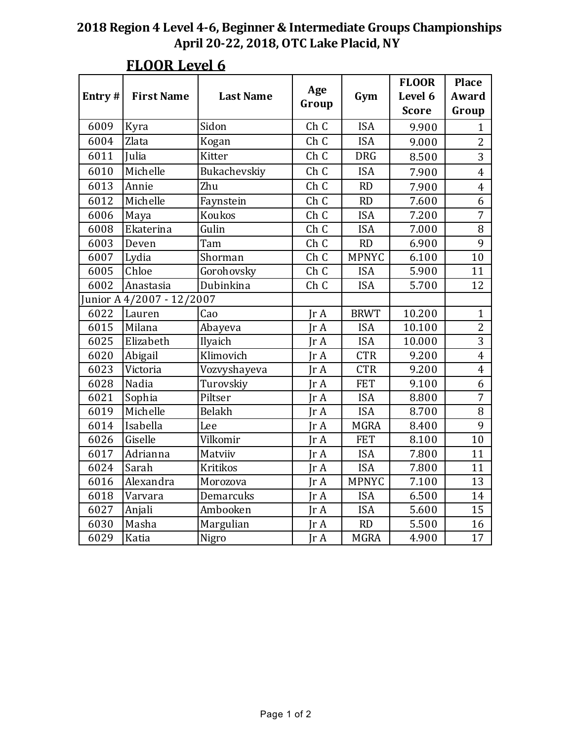# 2018 Region 4 Level 4-6, Beginner & Intermediate Groups Championships
## April 20-22, 2018, OTC Lake Placid, NY

### FLOOR Level 6

| Entry # | First Name | Last Name | Age Group | Gym | FLOOR Level 6 Score | Place Award Group |
|---|---|---|---|---|---|---|
| 6009 | Kyra | Sidon | Ch C | ISA | 9.900 | 1 |
| 6004 | Zlata | Kogan | Ch C | ISA | 9.000 | 2 |
| 6011 | Julia | Kitter | Ch C | DRG | 8.500 | 3 |
| 6010 | Michelle | Bukachevskiy | Ch C | ISA | 7.900 | 4 |
| 6013 | Annie | Zhu | Ch C | RD | 7.900 | 4 |
| 6012 | Michelle | Faynstein | Ch C | RD | 7.600 | 6 |
| 6006 | Maya | Koukos | Ch C | ISA | 7.200 | 7 |
| 6008 | Ekaterina | Gulin | Ch C | ISA | 7.000 | 8 |
| 6003 | Deven | Tam | Ch C | RD | 6.900 | 9 |
| 6007 | Lydia | Shorman | Ch C | MPNYC | 6.100 | 10 |
| 6005 | Chloe | Gorohovsky | Ch C | ISA | 5.900 | 11 |
| 6002 | Anastasia | Dubinkina | Ch C | ISA | 5.700 | 12 |
| Junior A 4/2007 - 12/2007 | | | | | | |
| 6022 | Lauren | Cao | Jr A | BRWT | 10.200 | 1 |
| 6015 | Milana | Abayeva | Jr A | ISA | 10.100 | 2 |
| 6025 | Elizabeth | Ilyaich | Jr A | ISA | 10.000 | 3 |
| 6020 | Abigail | Klimovich | Jr A | CTR | 9.200 | 4 |
| 6023 | Victoria | Vozvyshayeva | Jr A | CTR | 9.200 | 4 |
| 6028 | Nadia | Turovskiy | Jr A | FET | 9.100 | 6 |
| 6021 | Sophia | Piltser | Jr A | ISA | 8.800 | 7 |
| 6019 | Michelle | Belakh | Jr A | ISA | 8.700 | 8 |
| 6014 | Isabella | Lee | Jr A | MGRA | 8.400 | 9 |
| 6026 | Giselle | Vilkomir | Jr A | FET | 8.100 | 10 |
| 6017 | Adrianna | Matviiv | Jr A | ISA | 7.800 | 11 |
| 6024 | Sarah | Kritikos | Jr A | ISA | 7.800 | 11 |
| 6016 | Alexandra | Morozova | Jr A | MPNYC | 7.100 | 13 |
| 6018 | Varvara | Demarcuks | Jr A | ISA | 6.500 | 14 |
| 6027 | Anjali | Ambooken | Jr A | ISA | 5.600 | 15 |
| 6030 | Masha | Margulian | Jr A | RD | 5.500 | 16 |
| 6029 | Katia | Nigro | Jr A | MGRA | 4.900 | 17 |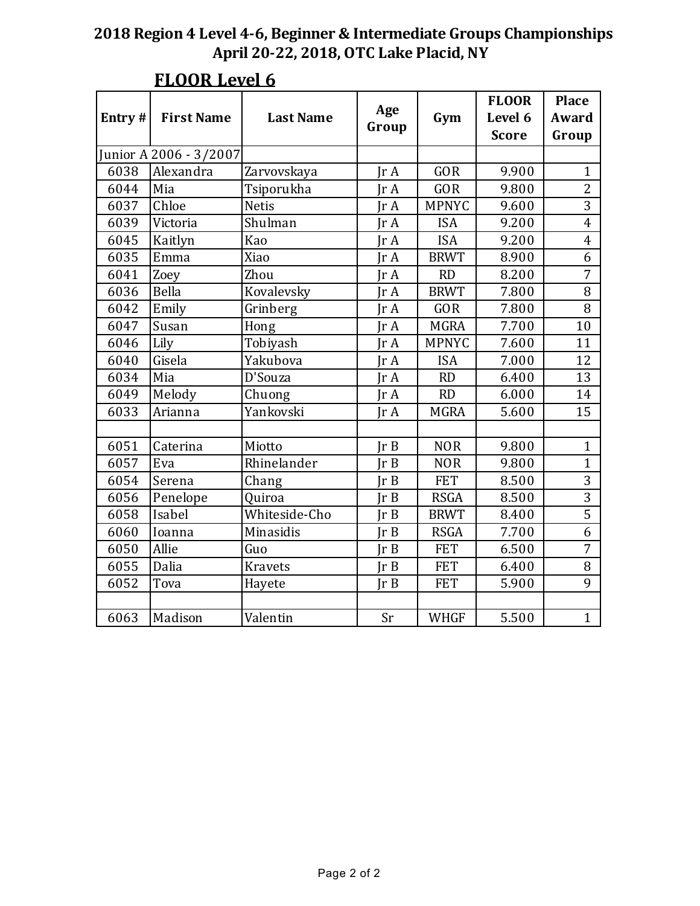# 2018 Region 4 Level 4-6, Beginner & Intermediate Groups Championships
## April 20-22, 2018, OTC Lake Placid, NY

### FLOOR Level 6

| Entry # | First Name | Last Name | Age Group | Gym | FLOOR Level 6 Score | Place Award Group |
|---|---|---|---|---|---|---|
| Junior A 2006 - 3/2007 | | | | | | |
| 6038 | Alexandra | Zarvovskaya | Jr A | GOR | 9.900 | 1 |
| 6044 | Mia | Tsiporukha | Jr A | GOR | 9.800 | 2 |
| 6037 | Chloe | Netis | Jr A | MPNYC | 9.600 | 3 |
| 6039 | Victoria | Shulman | Jr A | ISA | 9.200 | 4 |
| 6045 | Kaitlyn | Kao | Jr A | ISA | 9.200 | 4 |
| 6035 | Emma | Xiao | Jr A | BRWT | 8.900 | 6 |
| 6041 | Zoey | Zhou | Jr A | RD | 8.200 | 7 |
| 6036 | Bella | Kovalevsky | Jr A | BRWT | 7.800 | 8 |
| 6042 | Emily | Grinberg | Jr A | GOR | 7.800 | 8 |
| 6047 | Susan | Hong | Jr A | MGRA | 7.700 | 10 |
| 6046 | Lily | Tobiyash | Jr A | MPNYC | 7.600 | 11 |
| 6040 | Gisela | Yakubova | Jr A | ISA | 7.000 | 12 |
| 6034 | Mia | D'Souza | Jr A | RD | 6.400 | 13 |
| 6049 | Melody | Chuong | Jr A | RD | 6.000 | 14 |
| 6033 | Arianna | Yankovski | Jr A | MGRA | 5.600 | 15 |
| | | | | | | |
| 6051 | Caterina | Miotto | Jr B | NOR | 9.800 | 1 |
| 6057 | Eva | Rhinelander | Jr B | NOR | 9.800 | 1 |
| 6054 | Serena | Chang | Jr B | FET | 8.500 | 3 |
| 6056 | Penelope | Quiroa | Jr B | RSGA | 8.500 | 3 |
| 6058 | Isabel | Whiteside-Cho | Jr B | BRWT | 8.400 | 5 |
| 6060 | Ioanna | Minasidis | Jr B | RSGA | 7.700 | 6 |
| 6050 | Allie | Guo | Jr B | FET | 6.500 | 7 |
| 6055 | Dalia | Kravets | Jr B | FET | 6.400 | 8 |
| 6052 | Tova | Hayete | Jr B | FET | 5.900 | 9 |
| | | | | | | |
| 6063 | Madison | Valentin | Sr | WHGF | 5.500 | 1 |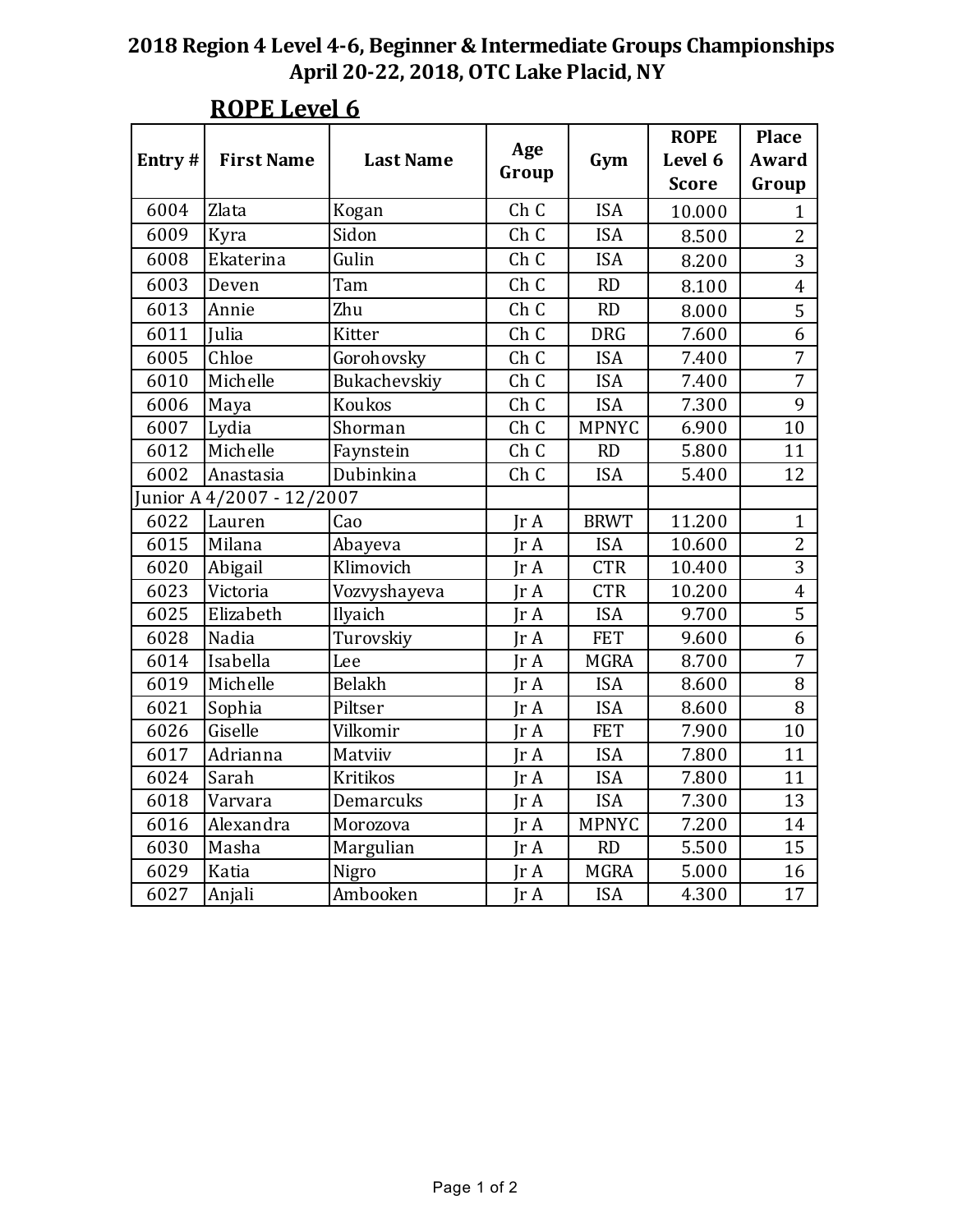# 2018 Region 4 Level 4-6, Beginner & Intermediate Groups Championships
## April 20-22, 2018, OTC Lake Placid, NY

## ROPE Level 6

| Entry # | First Name | Last Name | Age Group | Gym | ROPE Level 6 Score | Place Award Group |
|---|---|---|---|---|---|---|
| 6004 | Zlata | Kogan | Ch C | ISA | 10.000 | 1 |
| 6009 | Kyra | Sidon | Ch C | ISA | 8.500 | 2 |
| 6008 | Ekaterina | Gulin | Ch C | ISA | 8.200 | 3 |
| 6003 | Deven | Tam | Ch C | RD | 8.100 | 4 |
| 6013 | Annie | Zhu | Ch C | RD | 8.000 | 5 |
| 6011 | Julia | Kitter | Ch C | DRG | 7.600 | 6 |
| 6005 | Chloe | Gorohovsky | Ch C | ISA | 7.400 | 7 |
| 6010 | Michelle | Bukachevskiy | Ch C | ISA | 7.400 | 7 |
| 6006 | Maya | Koukos | Ch C | ISA | 7.300 | 9 |
| 6007 | Lydia | Shorman | Ch C | MPNYC | 6.900 | 10 |
| 6012 | Michelle | Faynstein | Ch C | RD | 5.800 | 11 |
| 6002 | Anastasia | Dubinkina | Ch C | ISA | 5.400 | 12 |
| Junior A 4/2007 - 12/2007 | | | | | | |
| 6022 | Lauren | Cao | Jr A | BRWT | 11.200 | 1 |
| 6015 | Milana | Abayeva | Jr A | ISA | 10.600 | 2 |
| 6020 | Abigail | Klimovich | Jr A | CTR | 10.400 | 3 |
| 6023 | Victoria | Vozvyshayeva | Jr A | CTR | 10.200 | 4 |
| 6025 | Elizabeth | Ilyaich | Jr A | ISA | 9.700 | 5 |
| 6028 | Nadia | Turovskiy | Jr A | FET | 9.600 | 6 |
| 6014 | Isabella | Lee | Jr A | MGRA | 8.700 | 7 |
| 6019 | Michelle | Belakh | Jr A | ISA | 8.600 | 8 |
| 6021 | Sophia | Piltser | Jr A | ISA | 8.600 | 8 |
| 6026 | Giselle | Vilkomir | Jr A | FET | 7.900 | 10 |
| 6017 | Adrianna | Matviiv | Jr A | ISA | 7.800 | 11 |
| 6024 | Sarah | Kritikos | Jr A | ISA | 7.800 | 11 |
| 6018 | Varvara | Demarcuks | Jr A | ISA | 7.300 | 13 |
| 6016 | Alexandra | Morozova | Jr A | MPNYC | 7.200 | 14 |
| 6030 | Masha | Margulian | Jr A | RD | 5.500 | 15 |
| 6029 | Katia | Nigro | Jr A | MGRA | 5.000 | 16 |
| 6027 | Anjali | Ambooken | Jr A | ISA | 4.300 | 17 |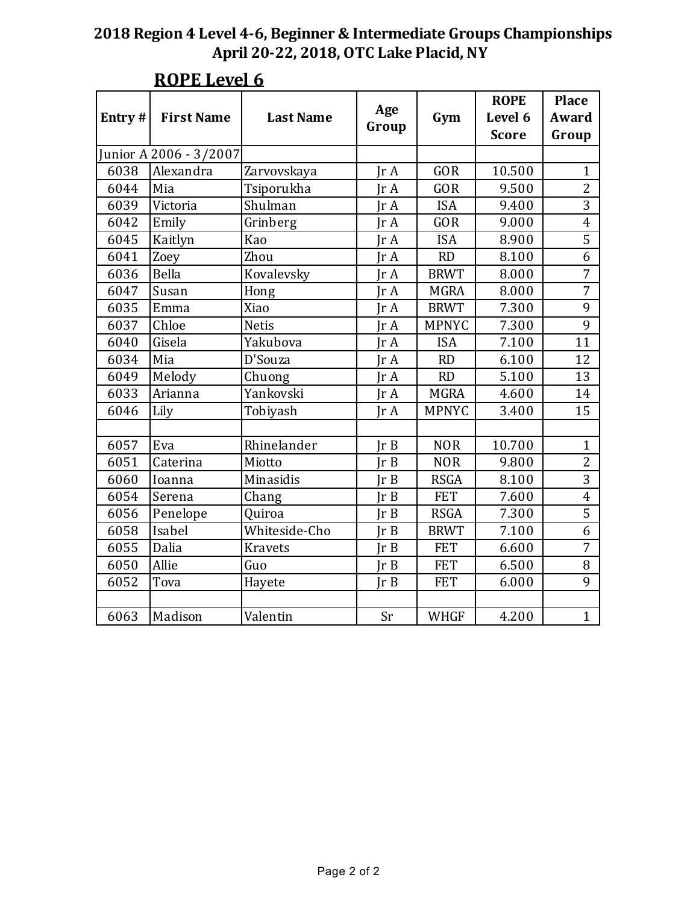## 2018 Region 4 Level 4-6, Beginner & Intermediate Groups Championships
## April 20-22, 2018, OTC Lake Placid, NY

### ROPE Level 6

| Entry # | First Name | Last Name | Age Group | Gym | ROPE Level 6 Score | Place Award Group |
|---|---|---|---|---|---|---|
| Junior A 2006 - 3/2007 | | | | | | |
| 6038 | Alexandra | Zarvovskaya | Jr A | GOR | 10.500 | 1 |
| 6044 | Mia | Tsiporukha | Jr A | GOR | 9.500 | 2 |
| 6039 | Victoria | Shulman | Jr A | ISA | 9.400 | 3 |
| 6042 | Emily | Grinberg | Jr A | GOR | 9.000 | 4 |
| 6045 | Kaitlyn | Kao | Jr A | ISA | 8.900 | 5 |
| 6041 | Zoey | Zhou | Jr A | RD | 8.100 | 6 |
| 6036 | Bella | Kovalevsky | Jr A | BRWT | 8.000 | 7 |
| 6047 | Susan | Hong | Jr A | MGRA | 8.000 | 7 |
| 6035 | Emma | Xiao | Jr A | BRWT | 7.300 | 9 |
| 6037 | Chloe | Netis | Jr A | MPNYC | 7.300 | 9 |
| 6040 | Gisela | Yakubova | Jr A | ISA | 7.100 | 11 |
| 6034 | Mia | D'Souza | Jr A | RD | 6.100 | 12 |
| 6049 | Melody | Chuong | Jr A | RD | 5.100 | 13 |
| 6033 | Arianna | Yankovski | Jr A | MGRA | 4.600 | 14 |
| 6046 | Lily | Tobiyash | Jr A | MPNYC | 3.400 | 15 |
| | | | | | | |
| 6057 | Eva | Rhinelander | Jr B | NOR | 10.700 | 1 |
| 6051 | Caterina | Miotto | Jr B | NOR | 9.800 | 2 |
| 6060 | Ioanna | Minasidis | Jr B | RSGA | 8.100 | 3 |
| 6054 | Serena | Chang | Jr B | FET | 7.600 | 4 |
| 6056 | Penelope | Quiroa | Jr B | RSGA | 7.300 | 5 |
| 6058 | Isabel | Whiteside-Cho | Jr B | BRWT | 7.100 | 6 |
| 6055 | Dalia | Kravets | Jr B | FET | 6.600 | 7 |
| 6050 | Allie | Guo | Jr B | FET | 6.500 | 8 |
| 6052 | Tova | Hayete | Jr B | FET | 6.000 | 9 |
| | | | | | | |
| 6063 | Madison | Valentin | Sr | WHGF | 4.200 | 1 |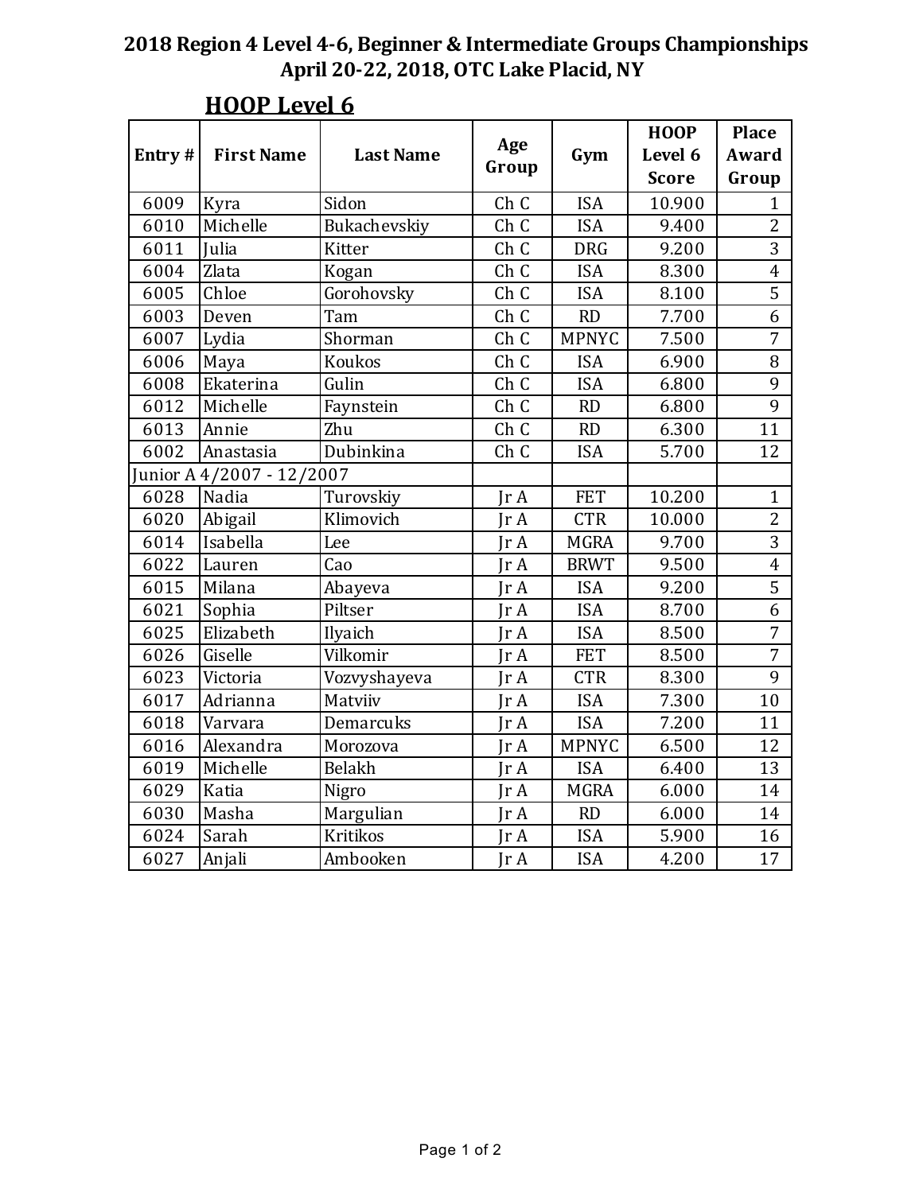# 2018 Region 4 Level 4-6, Beginner & Intermediate Groups Championships
## April 20-22, 2018, OTC Lake Placid, NY

### HOOP Level 6

| Entry # | First Name | Last Name | Age Group | Gym | HOOP Level 6 Score | Place Award Group |
|---|---|---|---|---|---|---|
| 6009 | Kyra | Sidon | Ch C | ISA | 10.900 | 1 |
| 6010 | Michelle | Bukachevskiy | Ch C | ISA | 9.400 | 2 |
| 6011 | Julia | Kitter | Ch C | DRG | 9.200 | 3 |
| 6004 | Zlata | Kogan | Ch C | ISA | 8.300 | 4 |
| 6005 | Chloe | Gorohovsky | Ch C | ISA | 8.100 | 5 |
| 6003 | Deven | Tam | Ch C | RD | 7.700 | 6 |
| 6007 | Lydia | Shorman | Ch C | MPNYC | 7.500 | 7 |
| 6006 | Maya | Koukos | Ch C | ISA | 6.900 | 8 |
| 6008 | Ekaterina | Gulin | Ch C | ISA | 6.800 | 9 |
| 6012 | Michelle | Faynstein | Ch C | RD | 6.800 | 9 |
| 6013 | Annie | Zhu | Ch C | RD | 6.300 | 11 |
| 6002 | Anastasia | Dubinkina | Ch C | ISA | 5.700 | 12 |
| Junior A 4/2007 - 12/2007 | | | | | | |
| 6028 | Nadia | Turovskiy | Jr A | FET | 10.200 | 1 |
| 6020 | Abigail | Klimovich | Jr A | CTR | 10.000 | 2 |
| 6014 | Isabella | Lee | Jr A | MGRA | 9.700 | 3 |
| 6022 | Lauren | Cao | Jr A | BRWT | 9.500 | 4 |
| 6015 | Milana | Abayeva | Jr A | ISA | 9.200 | 5 |
| 6021 | Sophia | Piltser | Jr A | ISA | 8.700 | 6 |
| 6025 | Elizabeth | Ilyaich | Jr A | ISA | 8.500 | 7 |
| 6026 | Giselle | Vilkomir | Jr A | FET | 8.500 | 7 |
| 6023 | Victoria | Vozvyshayeva | Jr A | CTR | 8.300 | 9 |
| 6017 | Adrianna | Matviiv | Jr A | ISA | 7.300 | 10 |
| 6018 | Varvara | Demarcuks | Jr A | ISA | 7.200 | 11 |
| 6016 | Alexandra | Morozova | Jr A | MPNYC | 6.500 | 12 |
| 6019 | Michelle | Belakh | Jr A | ISA | 6.400 | 13 |
| 6029 | Katia | Nigro | Jr A | MGRA | 6.000 | 14 |
| 6030 | Masha | Margulian | Jr A | RD | 6.000 | 14 |
| 6024 | Sarah | Kritikos | Jr A | ISA | 5.900 | 16 |
| 6027 | Anjali | Ambooken | Jr A | ISA | 4.200 | 17 |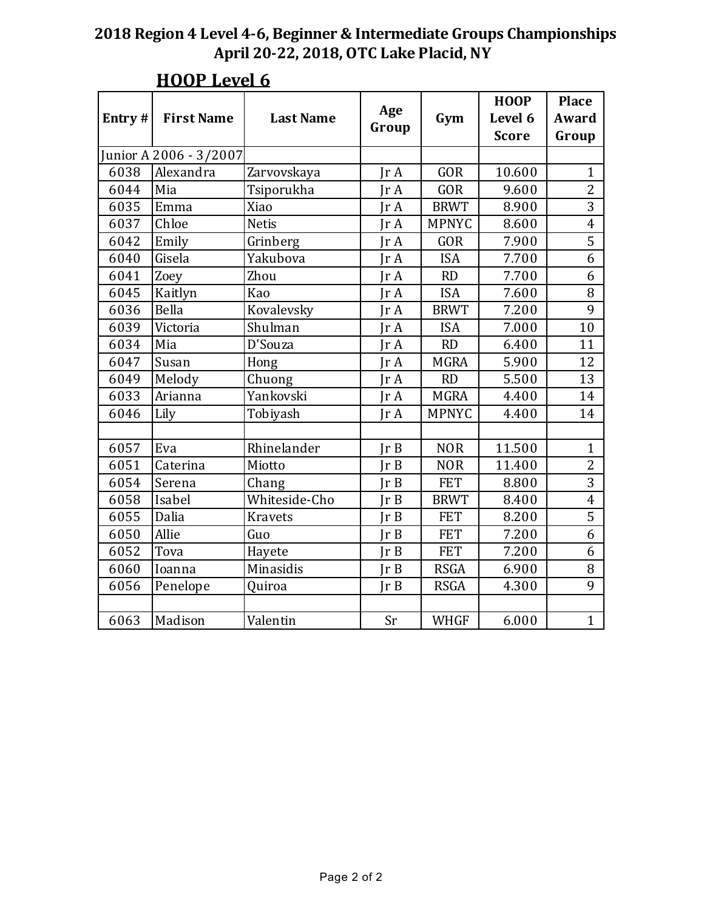**2018 Region 4 Level 4-6, Beginner & Intermediate Groups Championships**
**April 20-22, 2018, OTC Lake Placid, NY**

## HOOP Level 6

| Entry # | First Name | Last Name | Age Group | Gym | HOOP Level 6 Score | Place Award Group |
|---|---|---|---|---|---|---|
| Junior A 2006 - 3/2007 | | | | | | |
| 6038 | Alexandra | Zarvovskaya | Jr A | GOR | 10.600 | 1 |
| 6044 | Mia | Tsiporukha | Jr A | GOR | 9.600 | 2 |
| 6035 | Emma | Xiao | Jr A | BRWT | 8.900 | 3 |
| 6037 | Chloe | Netis | Jr A | MPNYC | 8.600 | 4 |
| 6042 | Emily | Grinberg | Jr A | GOR | 7.900 | 5 |
| 6040 | Gisela | Yakubova | Jr A | ISA | 7.700 | 6 |
| 6041 | Zoey | Zhou | Jr A | RD | 7.700 | 6 |
| 6045 | Kaitlyn | Kao | Jr A | ISA | 7.600 | 8 |
| 6036 | Bella | Kovalevsky | Jr A | BRWT | 7.200 | 9 |
| 6039 | Victoria | Shulman | Jr A | ISA | 7.000 | 10 |
| 6034 | Mia | D'Souza | Jr A | RD | 6.400 | 11 |
| 6047 | Susan | Hong | Jr A | MGRA | 5.900 | 12 |
| 6049 | Melody | Chuong | Jr A | RD | 5.500 | 13 |
| 6033 | Arianna | Yankovski | Jr A | MGRA | 4.400 | 14 |
| 6046 | Lily | Tobiyash | Jr A | MPNYC | 4.400 | 14 |
| | | | | | | |
| 6057 | Eva | Rhinelander | Jr B | NOR | 11.500 | 1 |
| 6051 | Caterina | Miotto | Jr B | NOR | 11.400 | 2 |
| 6054 | Serena | Chang | Jr B | FET | 8.800 | 3 |
| 6058 | Isabel | Whiteside-Cho | Jr B | BRWT | 8.400 | 4 |
| 6055 | Dalia | Kravets | Jr B | FET | 8.200 | 5 |
| 6050 | Allie | Guo | Jr B | FET | 7.200 | 6 |
| 6052 | Tova | Hayete | Jr B | FET | 7.200 | 6 |
| 6060 | Ioanna | Minasidis | Jr B | RSGA | 6.900 | 8 |
| 6056 | Penelope | Quiroa | Jr B | RSGA | 4.300 | 9 |
| | | | | | | |
| 6063 | Madison | Valentin | Sr | WHGF | 6.000 | 1 |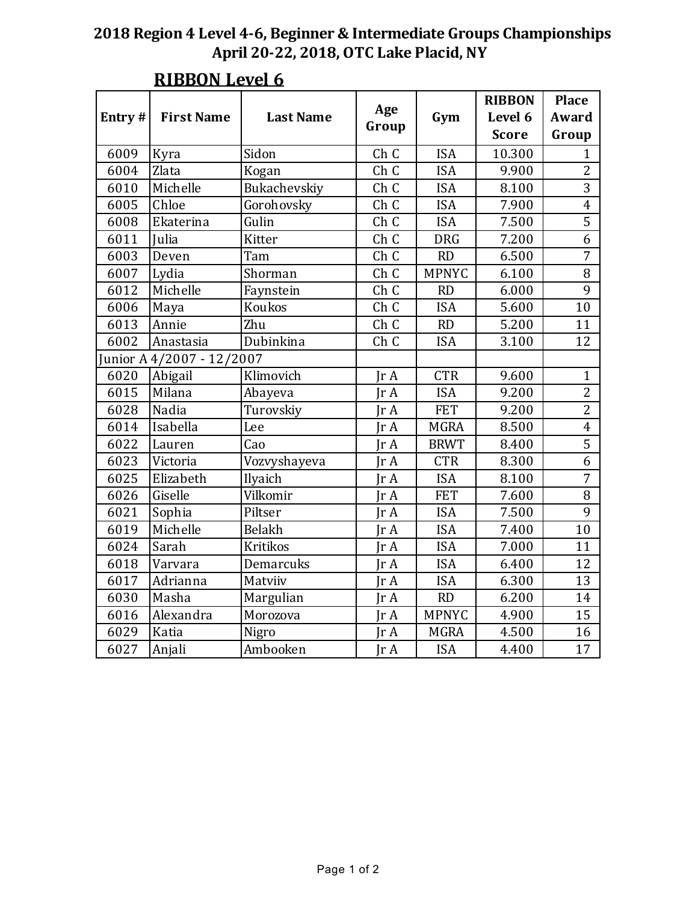# 2018 Region 4 Level 4-6, Beginner & Intermediate Groups Championships
## April 20-22, 2018, OTC Lake Placid, NY

### RIBBON Level 6

| Entry # | First Name | Last Name | Age Group | Gym | RIBBON Level 6 Score | Place Award Group |
|---|---|---|---|---|---|---|
| 6009 | Kyra | Sidon | Ch C | ISA | 10.300 | 1 |
| 6004 | Zlata | Kogan | Ch C | ISA | 9.900 | 2 |
| 6010 | Michelle | Bukachevskiy | Ch C | ISA | 8.100 | 3 |
| 6005 | Chloe | Gorohovsky | Ch C | ISA | 7.900 | 4 |
| 6008 | Ekaterina | Gulin | Ch C | ISA | 7.500 | 5 |
| 6011 | Julia | Kitter | Ch C | DRG | 7.200 | 6 |
| 6003 | Deven | Tam | Ch C | RD | 6.500 | 7 |
| 6007 | Lydia | Shorman | Ch C | MPNYC | 6.100 | 8 |
| 6012 | Michelle | Faynstein | Ch C | RD | 6.000 | 9 |
| 6006 | Maya | Koukos | Ch C | ISA | 5.600 | 10 |
| 6013 | Annie | Zhu | Ch C | RD | 5.200 | 11 |
| 6002 | Anastasia | Dubinkina | Ch C | ISA | 3.100 | 12 |
| Junior A 4/2007 - 12/2007 | | | | | | |
| 6020 | Abigail | Klimovich | Jr A | CTR | 9.600 | 1 |
| 6015 | Milana | Abayeva | Jr A | ISA | 9.200 | 2 |
| 6028 | Nadia | Turovskiy | Jr A | FET | 9.200 | 2 |
| 6014 | Isabella | Lee | Jr A | MGRA | 8.500 | 4 |
| 6022 | Lauren | Cao | Jr A | BRWT | 8.400 | 5 |
| 6023 | Victoria | Vozvyshayeva | Jr A | CTR | 8.300 | 6 |
| 6025 | Elizabeth | Ilyaich | Jr A | ISA | 8.100 | 7 |
| 6026 | Giselle | Vilkomir | Jr A | FET | 7.600 | 8 |
| 6021 | Sophia | Piltser | Jr A | ISA | 7.500 | 9 |
| 6019 | Michelle | Belakh | Jr A | ISA | 7.400 | 10 |
| 6024 | Sarah | Kritikos | Jr A | ISA | 7.000 | 11 |
| 6018 | Varvara | Demarcuks | Jr A | ISA | 6.400 | 12 |
| 6017 | Adrianna | Matviiv | Jr A | ISA | 6.300 | 13 |
| 6030 | Masha | Margulian | Jr A | RD | 6.200 | 14 |
| 6016 | Alexandra | Morozova | Jr A | MPNYC | 4.900 | 15 |
| 6029 | Katia | Nigro | Jr A | MGRA | 4.500 | 16 |
| 6027 | Anjali | Ambooken | Jr A | ISA | 4.400 | 17 |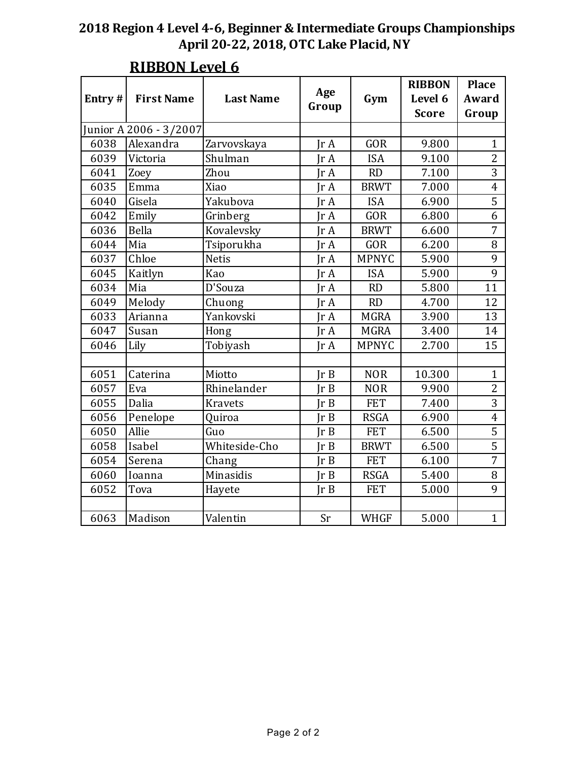# 2018 Region 4 Level 4-6, Beginner & Intermediate Groups Championships
## April 20-22, 2018, OTC Lake Placid, NY

### RIBBON Level 6

| Entry # | First Name | Last Name | Age Group | Gym | RIBBON Level 6 Score | Place Award Group |
|---|---|---|---|---|---|---|
| Junior A 2006 - 3/2007 | | | | | | |
| 6038 | Alexandra | Zarvovskaya | Jr A | GOR | 9.800 | 1 |
| 6039 | Victoria | Shulman | Jr A | ISA | 9.100 | 2 |
| 6041 | Zoey | Zhou | Jr A | RD | 7.100 | 3 |
| 6035 | Emma | Xiao | Jr A | BRWT | 7.000 | 4 |
| 6040 | Gisela | Yakubova | Jr A | ISA | 6.900 | 5 |
| 6042 | Emily | Grinberg | Jr A | GOR | 6.800 | 6 |
| 6036 | Bella | Kovalevsky | Jr A | BRWT | 6.600 | 7 |
| 6044 | Mia | Tsiporukha | Jr A | GOR | 6.200 | 8 |
| 6037 | Chloe | Netis | Jr A | MPNYC | 5.900 | 9 |
| 6045 | Kaitlyn | Kao | Jr A | ISA | 5.900 | 9 |
| 6034 | Mia | D'Souza | Jr A | RD | 5.800 | 11 |
| 6049 | Melody | Chuong | Jr A | RD | 4.700 | 12 |
| 6033 | Arianna | Yankovski | Jr A | MGRA | 3.900 | 13 |
| 6047 | Susan | Hong | Jr A | MGRA | 3.400 | 14 |
| 6046 | Lily | Tobiyash | Jr A | MPNYC | 2.700 | 15 |
| | | | | | | |
| 6051 | Caterina | Miotto | Jr B | NOR | 10.300 | 1 |
| 6057 | Eva | Rhinelander | Jr B | NOR | 9.900 | 2 |
| 6055 | Dalia | Kravets | Jr B | FET | 7.400 | 3 |
| 6056 | Penelope | Quiroa | Jr B | RSGA | 6.900 | 4 |
| 6050 | Allie | Guo | Jr B | FET | 6.500 | 5 |
| 6058 | Isabel | Whiteside-Cho | Jr B | BRWT | 6.500 | 5 |
| 6054 | Serena | Chang | Jr B | FET | 6.100 | 7 |
| 6060 | Ioanna | Minasidis | Jr B | RSGA | 5.400 | 8 |
| 6052 | Tova | Hayete | Jr B | FET | 5.000 | 9 |
| | | | | | | |
| 6063 | Madison | Valentin | Sr | WHGF | 5.000 | 1 |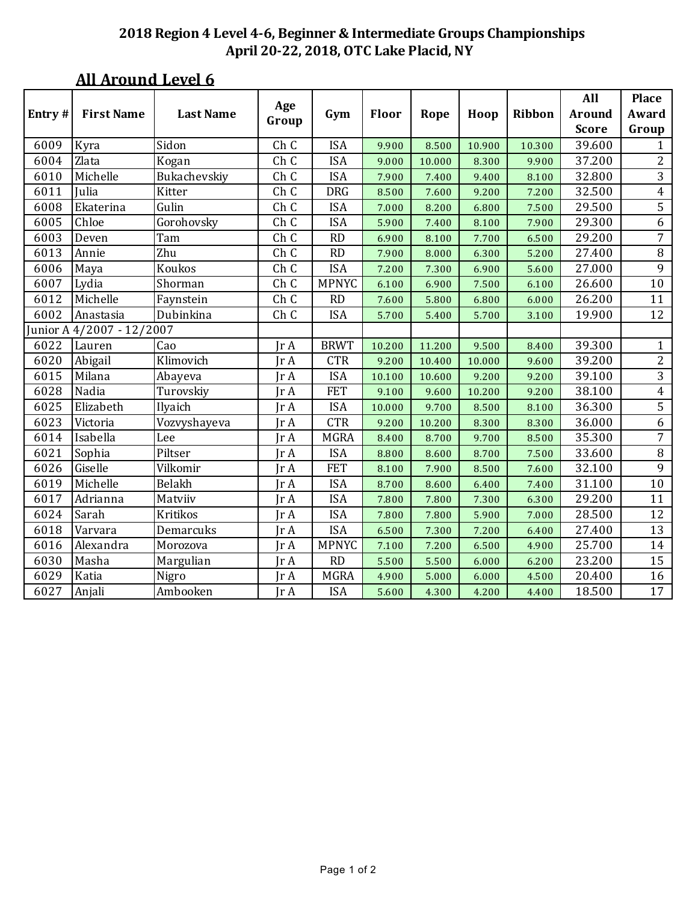# 2018 Region 4 Level 4-6, Beginner & Intermediate Groups Championships
## April 20-22, 2018, OTC Lake Placid, NY

### All Around Level 6

| Entry # | First Name | Last Name | Age Group | Gym | Floor | Rope | Hoop | Ribbon | All Around Score | Place Award Group |
|---|---|---|---|---|---|---|---|---|---|---|
| 6009 | Kyra | Sidon | Ch C | ISA | 9.900 | 8.500 | 10.900 | 10.300 | 39.600 | 1 |
| 6004 | Zlata | Kogan | Ch C | ISA | 9.000 | 10.000 | 8.300 | 9.900 | 37.200 | 2 |
| 6010 | Michelle | Bukachevskiy | Ch C | ISA | 7.900 | 7.400 | 9.400 | 8.100 | 32.800 | 3 |
| 6011 | Julia | Kitter | Ch C | DRG | 8.500 | 7.600 | 9.200 | 7.200 | 32.500 | 4 |
| 6008 | Ekaterina | Gulin | Ch C | ISA | 7.000 | 8.200 | 6.800 | 7.500 | 29.500 | 5 |
| 6005 | Chloe | Gorohovsky | Ch C | ISA | 5.900 | 7.400 | 8.100 | 7.900 | 29.300 | 6 |
| 6003 | Deven | Tam | Ch C | RD | 6.900 | 8.100 | 7.700 | 6.500 | 29.200 | 7 |
| 6013 | Annie | Zhu | Ch C | RD | 7.900 | 8.000 | 6.300 | 5.200 | 27.400 | 8 |
| 6006 | Maya | Koukos | Ch C | ISA | 7.200 | 7.300 | 6.900 | 5.600 | 27.000 | 9 |
| 6007 | Lydia | Shorman | Ch C | MPNYC | 6.100 | 6.900 | 7.500 | 6.100 | 26.600 | 10 |
| 6012 | Michelle | Faynstein | Ch C | RD | 7.600 | 5.800 | 6.800 | 6.000 | 26.200 | 11 |
| 6002 | Anastasia | Dubinkina | Ch C | ISA | 5.700 | 5.400 | 5.700 | 3.100 | 19.900 | 12 |
| Junior A 4/2007 - 12/2007 | | | | | | | | | | |
| 6022 | Lauren | Cao | Jr A | BRWT | 10.200 | 11.200 | 9.500 | 8.400 | 39.300 | 1 |
| 6020 | Abigail | Klimovich | Jr A | CTR | 9.200 | 10.400 | 10.000 | 9.600 | 39.200 | 2 |
| 6015 | Milana | Abayeva | Jr A | ISA | 10.100 | 10.600 | 9.200 | 9.200 | 39.100 | 3 |
| 6028 | Nadia | Turovskiy | Jr A | FET | 9.100 | 9.600 | 10.200 | 9.200 | 38.100 | 4 |
| 6025 | Elizabeth | Ilyaich | Jr A | ISA | 10.000 | 9.700 | 8.500 | 8.100 | 36.300 | 5 |
| 6023 | Victoria | Vozvyshayeva | Jr A | CTR | 9.200 | 10.200 | 8.300 | 8.300 | 36.000 | 6 |
| 6014 | Isabella | Lee | Jr A | MGRA | 8.400 | 8.700 | 9.700 | 8.500 | 35.300 | 7 |
| 6021 | Sophia | Piltser | Jr A | ISA | 8.800 | 8.600 | 8.700 | 7.500 | 33.600 | 8 |
| 6026 | Giselle | Vilkomir | Jr A | FET | 8.100 | 7.900 | 8.500 | 7.600 | 32.100 | 9 |
| 6019 | Michelle | Belakh | Jr A | ISA | 8.700 | 8.600 | 6.400 | 7.400 | 31.100 | 10 |
| 6017 | Adrianna | Matviiv | Jr A | ISA | 7.800 | 7.800 | 7.300 | 6.300 | 29.200 | 11 |
| 6024 | Sarah | Kritikos | Jr A | ISA | 7.800 | 7.800 | 5.900 | 7.000 | 28.500 | 12 |
| 6018 | Varvara | Demarcuks | Jr A | ISA | 6.500 | 7.300 | 7.200 | 6.400 | 27.400 | 13 |
| 6016 | Alexandra | Morozova | Jr A | MPNYC | 7.100 | 7.200 | 6.500 | 4.900 | 25.700 | 14 |
| 6030 | Masha | Margulian | Jr A | RD | 5.500 | 5.500 | 6.000 | 6.200 | 23.200 | 15 |
| 6029 | Katia | Nigro | Jr A | MGRA | 4.900 | 5.000 | 6.000 | 4.500 | 20.400 | 16 |
| 6027 | Anjali | Ambooken | Jr A | ISA | 5.600 | 4.300 | 4.200 | 4.400 | 18.500 | 17 |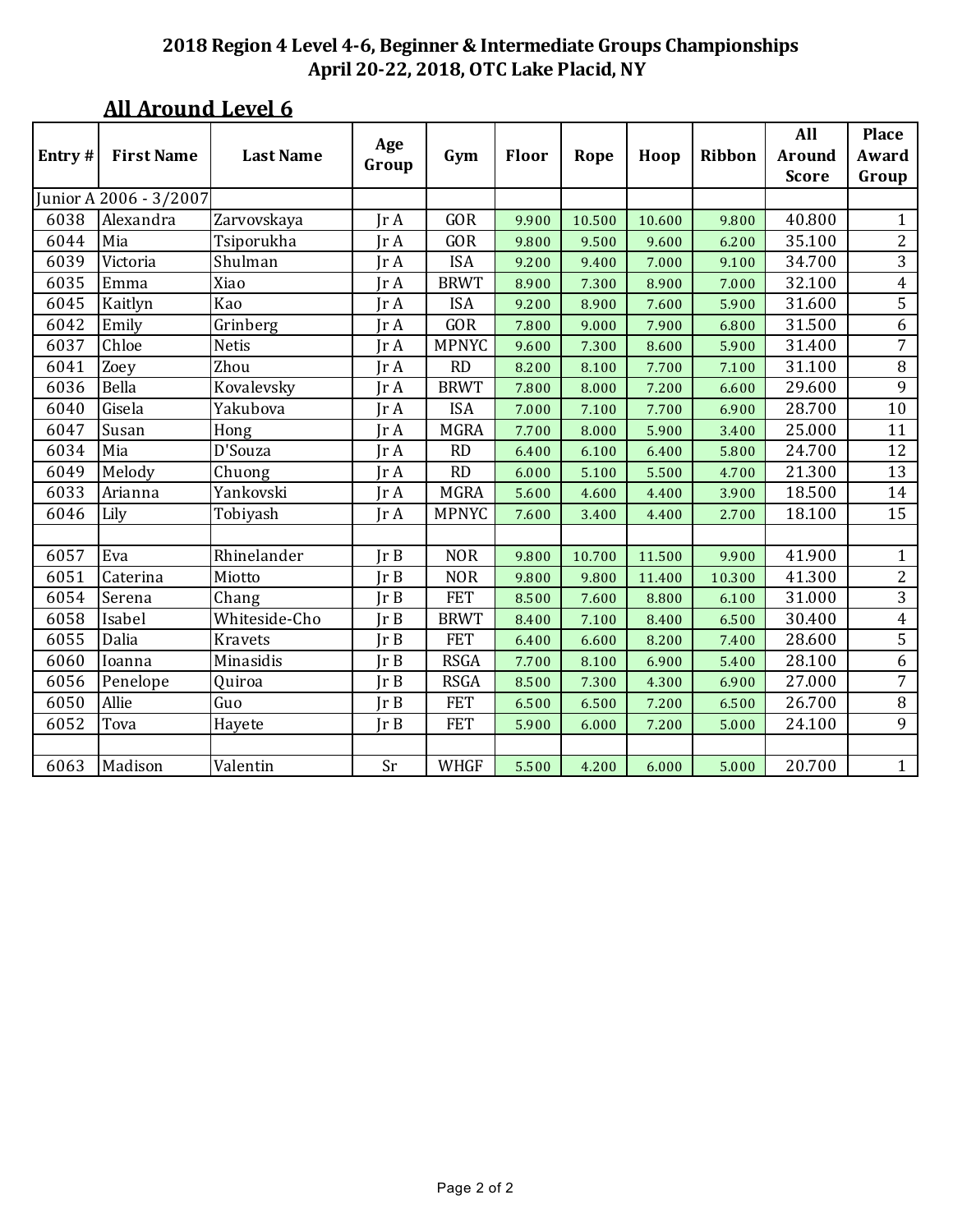**2018 Region 4 Level 4-6, Beginner & Intermediate Groups Championships**
**April 20-22, 2018, OTC Lake Placid, NY**

## All Around Level 6

| Entry # | First Name | Last Name | Age Group | Gym | Floor | Rope | Hoop | Ribbon | All Around Score | Place Award Group |
|---|---|---|---|---|---|---|---|---|---|---|
| Junior A 2006 - 3/2007 | | | | | | | | | | |
| 6038 | Alexandra | Zarvovskaya | Jr A | GOR | 9.900 | 10.500 | 10.600 | 9.800 | 40.800 | 1 |
| 6044 | Mia | Tsiporukha | Jr A | GOR | 9.800 | 9.500 | 9.600 | 6.200 | 35.100 | 2 |
| 6039 | Victoria | Shulman | Jr A | ISA | 9.200 | 9.400 | 7.000 | 9.100 | 34.700 | 3 |
| 6035 | Emma | Xiao | Jr A | BRWT | 8.900 | 7.300 | 8.900 | 7.000 | 32.100 | 4 |
| 6045 | Kaitlyn | Kao | Jr A | ISA | 9.200 | 8.900 | 7.600 | 5.900 | 31.600 | 5 |
| 6042 | Emily | Grinberg | Jr A | GOR | 7.800 | 9.000 | 7.900 | 6.800 | 31.500 | 6 |
| 6037 | Chloe | Netis | Jr A | MPNYC | 9.600 | 7.300 | 8.600 | 5.900 | 31.400 | 7 |
| 6041 | Zoey | Zhou | Jr A | RD | 8.200 | 8.100 | 7.700 | 7.100 | 31.100 | 8 |
| 6036 | Bella | Kovalevsky | Jr A | BRWT | 7.800 | 8.000 | 7.200 | 6.600 | 29.600 | 9 |
| 6040 | Gisela | Yakubova | Jr A | ISA | 7.000 | 7.100 | 7.700 | 6.900 | 28.700 | 10 |
| 6047 | Susan | Hong | Jr A | MGRA | 7.700 | 8.000 | 5.900 | 3.400 | 25.000 | 11 |
| 6034 | Mia | D'Souza | Jr A | RD | 6.400 | 6.100 | 6.400 | 5.800 | 24.700 | 12 |
| 6049 | Melody | Chuong | Jr A | RD | 6.000 | 5.100 | 5.500 | 4.700 | 21.300 | 13 |
| 6033 | Arianna | Yankovski | Jr A | MGRA | 5.600 | 4.600 | 4.400 | 3.900 | 18.500 | 14 |
| 6046 | Lily | Tobiyash | Jr A | MPNYC | 7.600 | 3.400 | 4.400 | 2.700 | 18.100 | 15 |
| | | | | | | | | | | |
| 6057 | Eva | Rhinelander | Jr B | NOR | 9.800 | 10.700 | 11.500 | 9.900 | 41.900 | 1 |
| 6051 | Caterina | Miotto | Jr B | NOR | 9.800 | 9.800 | 11.400 | 10.300 | 41.300 | 2 |
| 6054 | Serena | Chang | Jr B | FET | 8.500 | 7.600 | 8.800 | 6.100 | 31.000 | 3 |
| 6058 | Isabel | Whiteside-Cho | Jr B | BRWT | 8.400 | 7.100 | 8.400 | 6.500 | 30.400 | 4 |
| 6055 | Dalia | Kravets | Jr B | FET | 6.400 | 6.600 | 8.200 | 7.400 | 28.600 | 5 |
| 6060 | Ioanna | Minasidis | Jr B | RSGA | 7.700 | 8.100 | 6.900 | 5.400 | 28.100 | 6 |
| 6056 | Penelope | Quiroa | Jr B | RSGA | 8.500 | 7.300 | 4.300 | 6.900 | 27.000 | 7 |
| 6050 | Allie | Guo | Jr B | FET | 6.500 | 6.500 | 7.200 | 6.500 | 26.700 | 8 |
| 6052 | Tova | Hayete | Jr B | FET | 5.900 | 6.000 | 7.200 | 5.000 | 24.100 | 9 |
| | | | | | | | | | | |
| 6063 | Madison | Valentin | Sr | WHGF | 5.500 | 4.200 | 6.000 | 5.000 | 20.700 | 1 |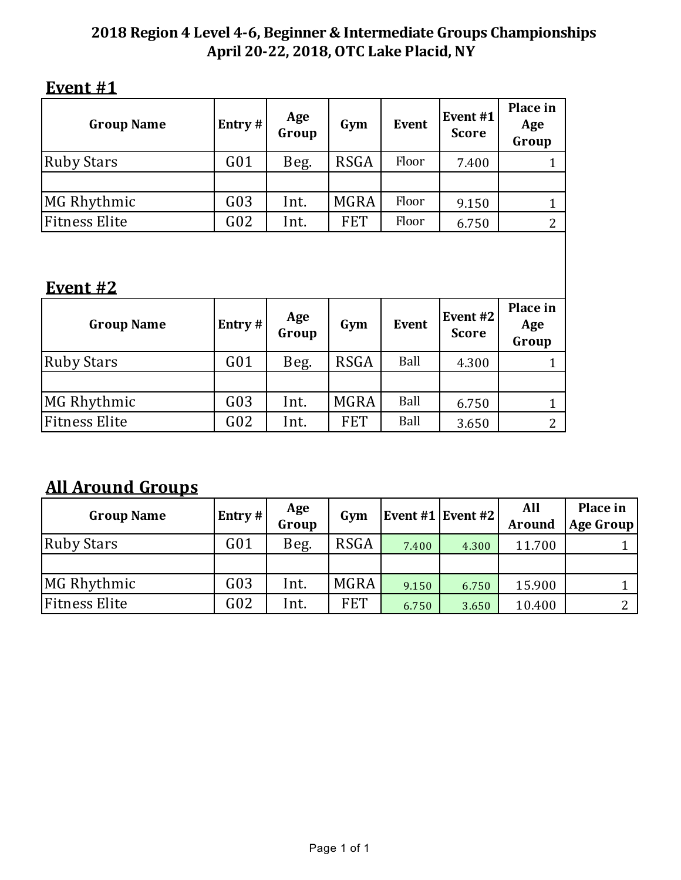# 2018 Region 4 Level 4-6, Beginner & Intermediate Groups Championships
## April 20-22, 2018, OTC Lake Placid, NY

### Event #1

| Group Name | Entry # | Age Group | Gym | Event | Event #1 Score | Place in Age Group |
|---|---|---|---|---|---|---|
| Ruby Stars | G01 | Beg. | RSGA | Floor | 7.400 | 1 |
| | | | | | | |
| MG Rhythmic | G03 | Int. | MGRA | Floor | 9.150 | 1 |
| Fitness Elite | G02 | Int. | FET | Floor | 6.750 | 2 |

### Event #2

| Group Name | Entry # | Age Group | Gym | Event | Event #2 Score | Place in Age Group |
|---|---|---|---|---|---|---|
| Ruby Stars | G01 | Beg. | RSGA | Ball | 4.300 | 1 |
| | | | | | | |
| MG Rhythmic | G03 | Int. | MGRA | Ball | 6.750 | 1 |
| Fitness Elite | G02 | Int. | FET | Ball | 3.650 | 2 |

### All Around Groups

| Group Name | Entry # | Age Group | Gym | Event #1 | Event #2 | All Around | Place in Age Group |
|---|---|---|---|---|---|---|---|
| Ruby Stars | G01 | Beg. | RSGA | 7.400 | 4.300 | 11.700 | 1 |
| | | | | | | | |
| MG Rhythmic | G03 | Int. | MGRA | 9.150 | 6.750 | 15.900 | 1 |
| Fitness Elite | G02 | Int. | FET | 6.750 | 3.650 | 10.400 | 2 |